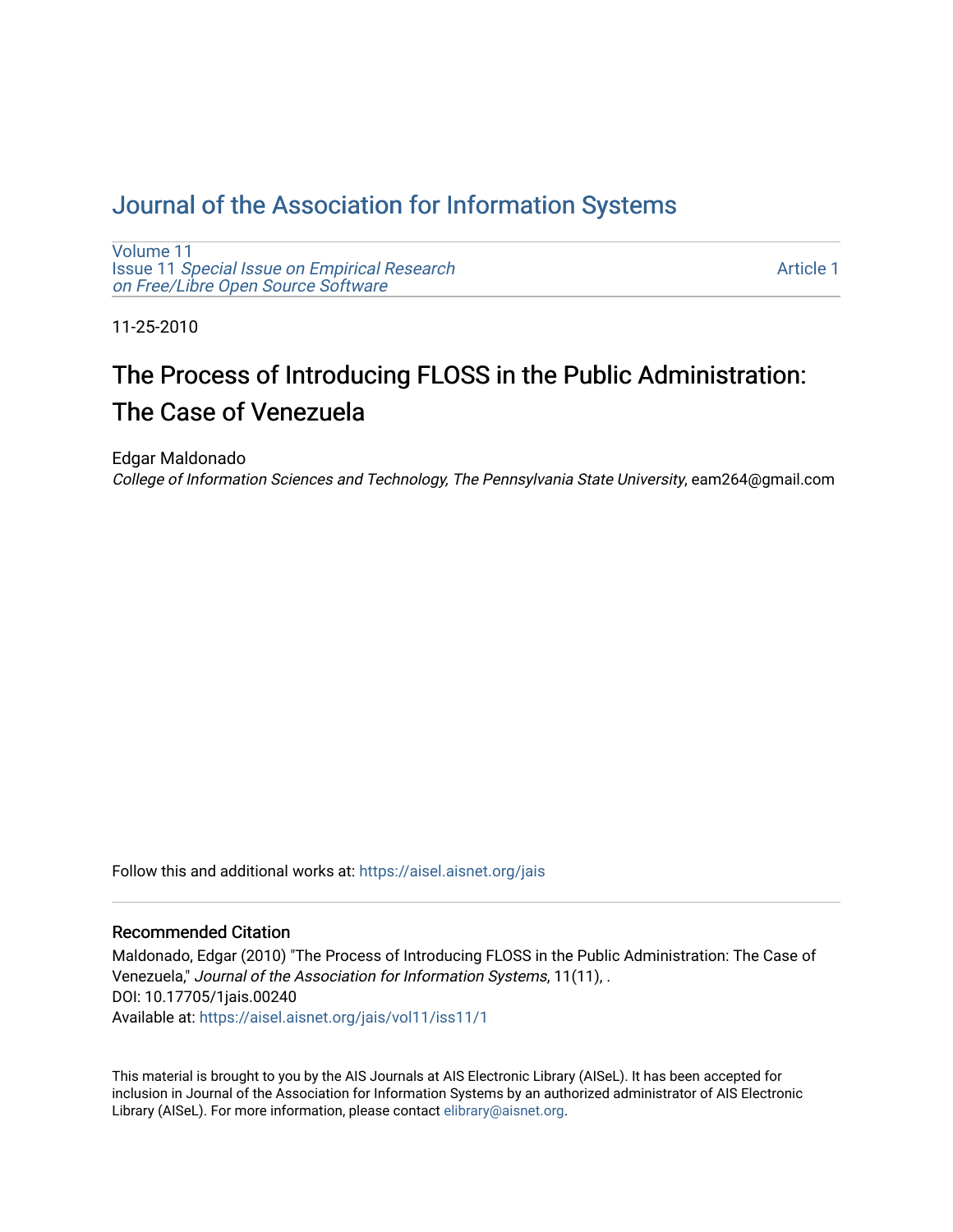# Journal of the Association for Information Systems

Volume 11
Issue 11 *Special Issue on Empirical Research on Free/Libre Open Source Software*

Article 1

11-25-2010

## The Process of Introducing FLOSS in the Public Administration: The Case of Venezuela

Edgar Maldonado
*College of Information Sciences and Technology, The Pennsylvania State University*, eam264@gmail.com

Follow this and additional works at: https://aisel.aisnet.org/jais

### Recommended Citation

Maldonado, Edgar (2010) "The Process of Introducing FLOSS in the Public Administration: The Case of Venezuela," *Journal of the Association for Information Systems*, 11(11), .
DOI: 10.17705/1jais.00240
Available at: https://aisel.aisnet.org/jais/vol11/iss11/1

This material is brought to you by the AIS Journals at AIS Electronic Library (AISeL). It has been accepted for inclusion in Journal of the Association for Information Systems by an authorized administrator of AIS Electronic Library (AISeL). For more information, please contact elibrary@aisnet.org.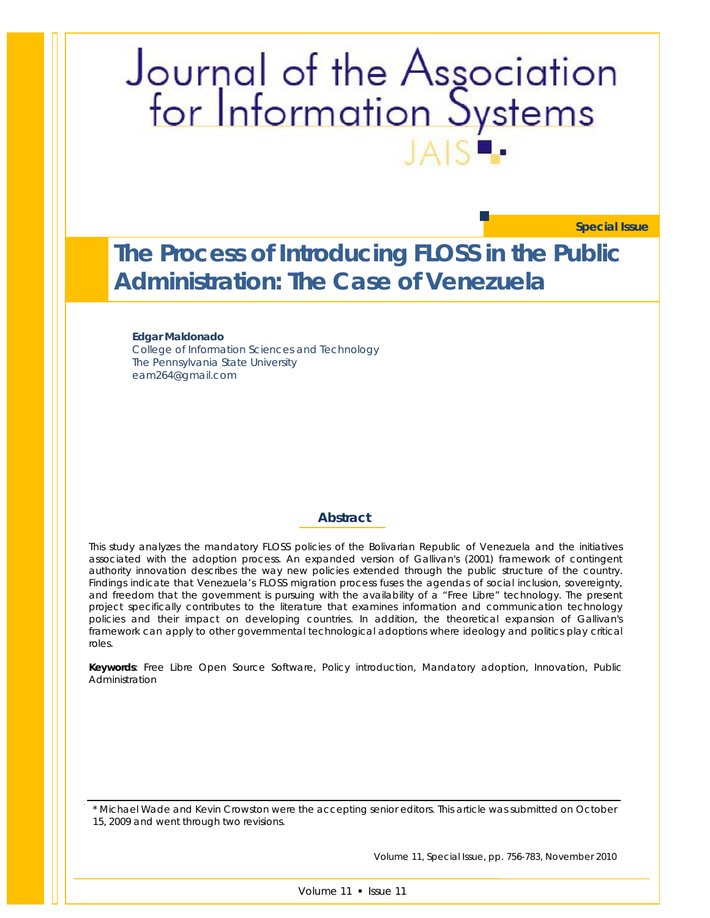# Journal of the Association for Information Systems

JAIS

**Special Issue**

# The Process of Introducing FLOSS in the Public Administration: The Case of Venezuela

**Edgar Maldonado**
College of Information Sciences and Technology
The Pennsylvania State University
eam264@gmail.com

## Abstract

This study analyzes the mandatory FLOSS policies of the Bolivarian Republic of Venezuela and the initiatives associated with the adoption process. An expanded version of Gallivan's (2001) framework of contingent authority innovation describes the way new policies extended through the public structure of the country. Findings indicate that Venezuela's FLOSS migration process fuses the agendas of social inclusion, sovereignty, and freedom that the government is pursuing with the availability of a "Free Libre" technology. The present project specifically contributes to the literature that examines information and communication technology policies and their impact on developing countries. In addition, the theoretical expansion of Gallivan's framework can apply to other governmental technological adoptions where ideology and politics play critical roles.

**Keywords**: Free Libre Open Source Software, Policy introduction, Mandatory adoption, Innovation, Public Administration

* Michael Wade and Kevin Crowston were the accepting senior editors. This article was submitted on October 15, 2009 and went through two revisions.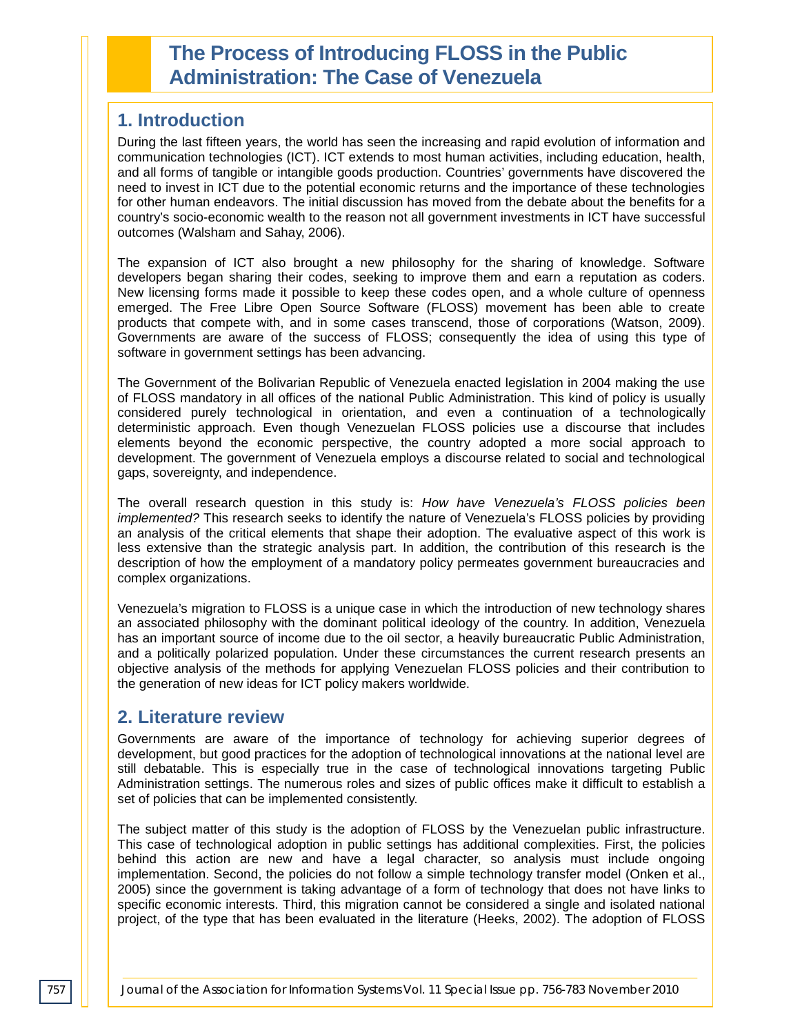# The Process of Introducing FLOSS in the Public Administration: The Case of Venezuela

## 1. Introduction

During the last fifteen years, the world has seen the increasing and rapid evolution of information and communication technologies (ICT). ICT extends to most human activities, including education, health, and all forms of tangible or intangible goods production. Countries' governments have discovered the need to invest in ICT due to the potential economic returns and the importance of these technologies for other human endeavors. The initial discussion has moved from the debate about the benefits for a country's socio-economic wealth to the reason not all government investments in ICT have successful outcomes (Walsham and Sahay, 2006).

The expansion of ICT also brought a new philosophy for the sharing of knowledge. Software developers began sharing their codes, seeking to improve them and earn a reputation as coders. New licensing forms made it possible to keep these codes open, and a whole culture of openness emerged. The Free Libre Open Source Software (FLOSS) movement has been able to create products that compete with, and in some cases transcend, those of corporations (Watson, 2009). Governments are aware of the success of FLOSS; consequently the idea of using this type of software in government settings has been advancing.

The Government of the Bolivarian Republic of Venezuela enacted legislation in 2004 making the use of FLOSS mandatory in all offices of the national Public Administration. This kind of policy is usually considered purely technological in orientation, and even a continuation of a technologically deterministic approach. Even though Venezuelan FLOSS policies use a discourse that includes elements beyond the economic perspective, the country adopted a more social approach to development. The government of Venezuela employs a discourse related to social and technological gaps, sovereignty, and independence.

The overall research question in this study is: *How have Venezuela's FLOSS policies been implemented?* This research seeks to identify the nature of Venezuela's FLOSS policies by providing an analysis of the critical elements that shape their adoption. The evaluative aspect of this work is less extensive than the strategic analysis part. In addition, the contribution of this research is the description of how the employment of a mandatory policy permeates government bureaucracies and complex organizations.

Venezuela's migration to FLOSS is a unique case in which the introduction of new technology shares an associated philosophy with the dominant political ideology of the country. In addition, Venezuela has an important source of income due to the oil sector, a heavily bureaucratic Public Administration, and a politically polarized population. Under these circumstances the current research presents an objective analysis of the methods for applying Venezuelan FLOSS policies and their contribution to the generation of new ideas for ICT policy makers worldwide.

## 2. Literature review

Governments are aware of the importance of technology for achieving superior degrees of development, but good practices for the adoption of technological innovations at the national level are still debatable. This is especially true in the case of technological innovations targeting Public Administration settings. The numerous roles and sizes of public offices make it difficult to establish a set of policies that can be implemented consistently.

The subject matter of this study is the adoption of FLOSS by the Venezuelan public infrastructure. This case of technological adoption in public settings has additional complexities. First, the policies behind this action are new and have a legal character, so analysis must include ongoing implementation. Second, the policies do not follow a simple technology transfer model (Onken et al., 2005) since the government is taking advantage of a form of technology that does not have links to specific economic interests. Third, this migration cannot be considered a single and isolated national project, of the type that has been evaluated in the literature (Heeks, 2002). The adoption of FLOSS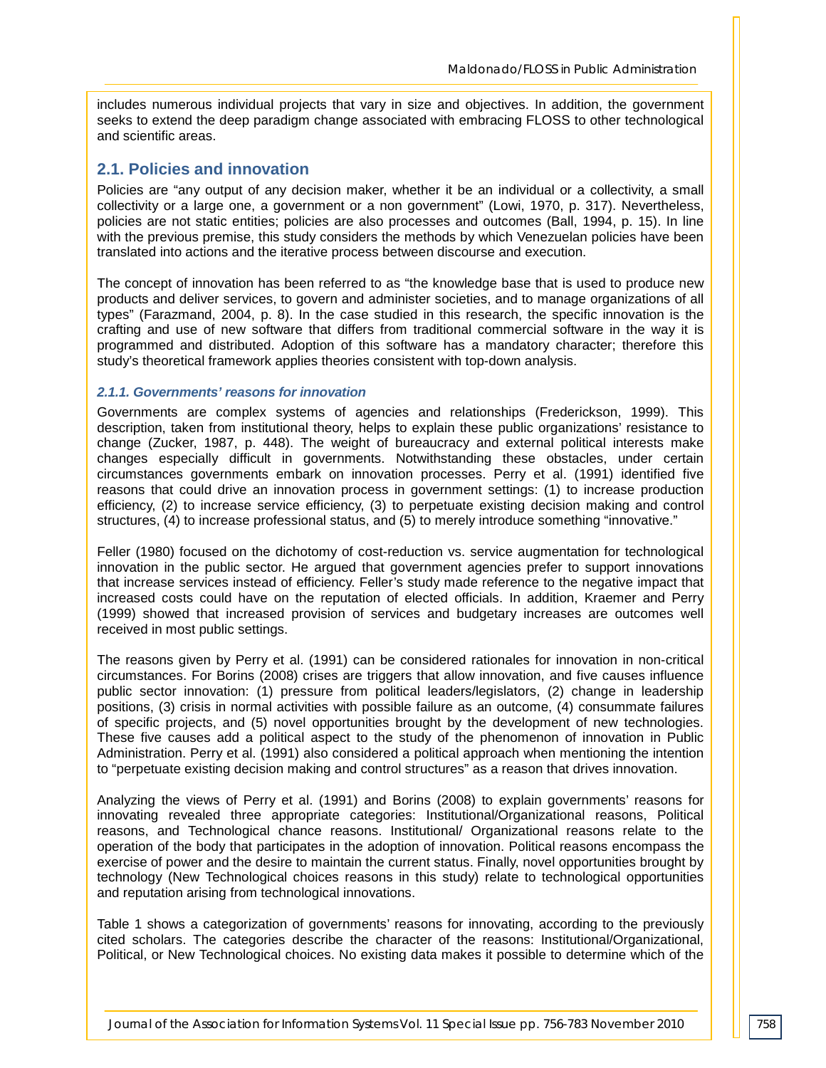includes numerous individual projects that vary in size and objectives. In addition, the government seeks to extend the deep paradigm change associated with embracing FLOSS to other technological and scientific areas.

## 2.1. Policies and innovation

Policies are “any output of any decision maker, whether it be an individual or a collectivity, a small collectivity or a large one, a government or a non government” (Lowi, 1970, p. 317). Nevertheless, policies are not static entities; policies are also processes and outcomes (Ball, 1994, p. 15). In line with the previous premise, this study considers the methods by which Venezuelan policies have been translated into actions and the iterative process between discourse and execution.

The concept of innovation has been referred to as “the knowledge base that is used to produce new products and deliver services, to govern and administer societies, and to manage organizations of all types” (Farazmand, 2004, p. 8). In the case studied in this research, the specific innovation is the crafting and use of new software that differs from traditional commercial software in the way it is programmed and distributed. Adoption of this software has a mandatory character; therefore this study’s theoretical framework applies theories consistent with top-down analysis.

### *2.1.1. Governments’ reasons for innovation*

Governments are complex systems of agencies and relationships (Frederickson, 1999). This description, taken from institutional theory, helps to explain these public organizations’ resistance to change (Zucker, 1987, p. 448). The weight of bureaucracy and external political interests make changes especially difficult in governments. Notwithstanding these obstacles, under certain circumstances governments embark on innovation processes. Perry et al. (1991) identified five reasons that could drive an innovation process in government settings: (1) to increase production efficiency, (2) to increase service efficiency, (3) to perpetuate existing decision making and control structures, (4) to increase professional status, and (5) to merely introduce something “innovative.”

Feller (1980) focused on the dichotomy of cost-reduction vs. service augmentation for technological innovation in the public sector. He argued that government agencies prefer to support innovations that increase services instead of efficiency. Feller’s study made reference to the negative impact that increased costs could have on the reputation of elected officials. In addition, Kraemer and Perry (1999) showed that increased provision of services and budgetary increases are outcomes well received in most public settings.

The reasons given by Perry et al. (1991) can be considered rationales for innovation in non-critical circumstances. For Borins (2008) crises are triggers that allow innovation, and five causes influence public sector innovation: (1) pressure from political leaders/legislators, (2) change in leadership positions, (3) crisis in normal activities with possible failure as an outcome, (4) consummate failures of specific projects, and (5) novel opportunities brought by the development of new technologies. These five causes add a political aspect to the study of the phenomenon of innovation in Public Administration. Perry et al. (1991) also considered a political approach when mentioning the intention to “perpetuate existing decision making and control structures” as a reason that drives innovation.

Analyzing the views of Perry et al. (1991) and Borins (2008) to explain governments’ reasons for innovating revealed three appropriate categories: Institutional/Organizational reasons, Political reasons, and Technological chance reasons. Institutional/ Organizational reasons relate to the operation of the body that participates in the adoption of innovation. Political reasons encompass the exercise of power and the desire to maintain the current status. Finally, novel opportunities brought by technology (New Technological choices reasons in this study) relate to technological opportunities and reputation arising from technological innovations.

Table 1 shows a categorization of governments’ reasons for innovating, according to the previously cited scholars. The categories describe the character of the reasons: Institutional/Organizational, Political, or New Technological choices. No existing data makes it possible to determine which of the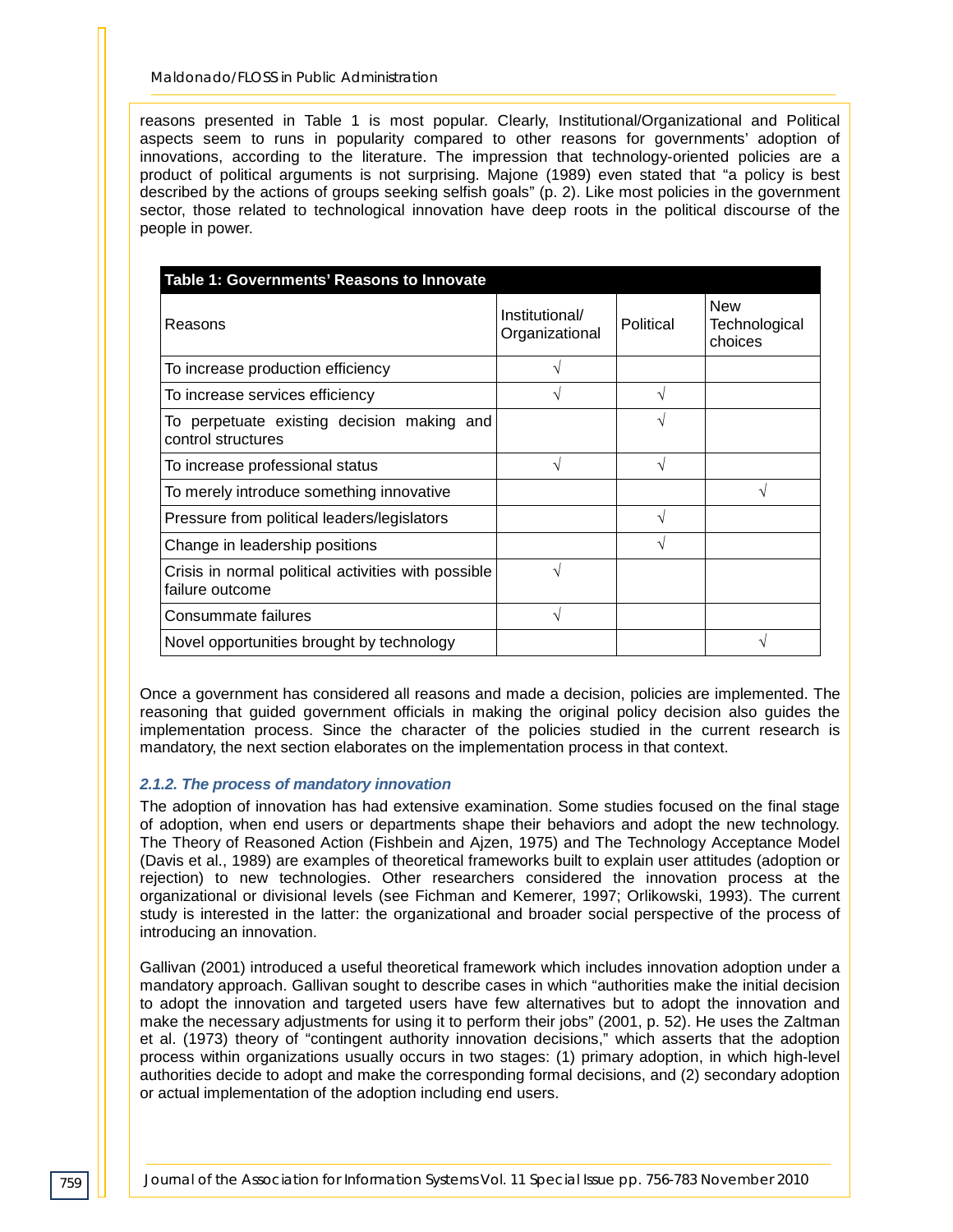reasons presented in Table 1 is most popular. Clearly, Institutional/Organizational and Political aspects seem to runs in popularity compared to other reasons for governments' adoption of innovations, according to the literature. The impression that technology-oriented policies are a product of political arguments is not surprising. Majone (1989) even stated that "a policy is best described by the actions of groups seeking selfish goals" (p. 2). Like most policies in the government sector, those related to technological innovation have deep roots in the political discourse of the people in power.

**Table 1: Governments' Reasons to Innovate**

| Reasons | Institutional/ Organizational | Political | New Technological choices |
|---|---|---|---|
| To increase production efficiency | √ | | |
| To increase services efficiency | √ | √ | |
| To perpetuate existing decision making and control structures | | √ | |
| To increase professional status | √ | √ | |
| To merely introduce something innovative | | | √ |
| Pressure from political leaders/legislators | | √ | |
| Change in leadership positions | | √ | |
| Crisis in normal political activities with possible failure outcome | √ | | |
| Consummate failures | √ | | |
| Novel opportunities brought by technology | | | √ |

Once a government has considered all reasons and made a decision, policies are implemented. The reasoning that guided government officials in making the original policy decision also guides the implementation process. Since the character of the policies studied in the current research is mandatory, the next section elaborates on the implementation process in that context.

### 2.1.2. The process of mandatory innovation

The adoption of innovation has had extensive examination. Some studies focused on the final stage of adoption, when end users or departments shape their behaviors and adopt the new technology. The Theory of Reasoned Action (Fishbein and Ajzen, 1975) and The Technology Acceptance Model (Davis et al., 1989) are examples of theoretical frameworks built to explain user attitudes (adoption or rejection) to new technologies. Other researchers considered the innovation process at the organizational or divisional levels (see Fichman and Kemerer, 1997; Orlikowski, 1993). The current study is interested in the latter: the organizational and broader social perspective of the process of introducing an innovation.

Gallivan (2001) introduced a useful theoretical framework which includes innovation adoption under a mandatory approach. Gallivan sought to describe cases in which "authorities make the initial decision to adopt the innovation and targeted users have few alternatives but to adopt the innovation and make the necessary adjustments for using it to perform their jobs" (2001, p. 52). He uses the Zaltman et al. (1973) theory of "contingent authority innovation decisions," which asserts that the adoption process within organizations usually occurs in two stages: (1) primary adoption, in which high-level authorities decide to adopt and make the corresponding formal decisions, and (2) secondary adoption or actual implementation of the adoption including end users.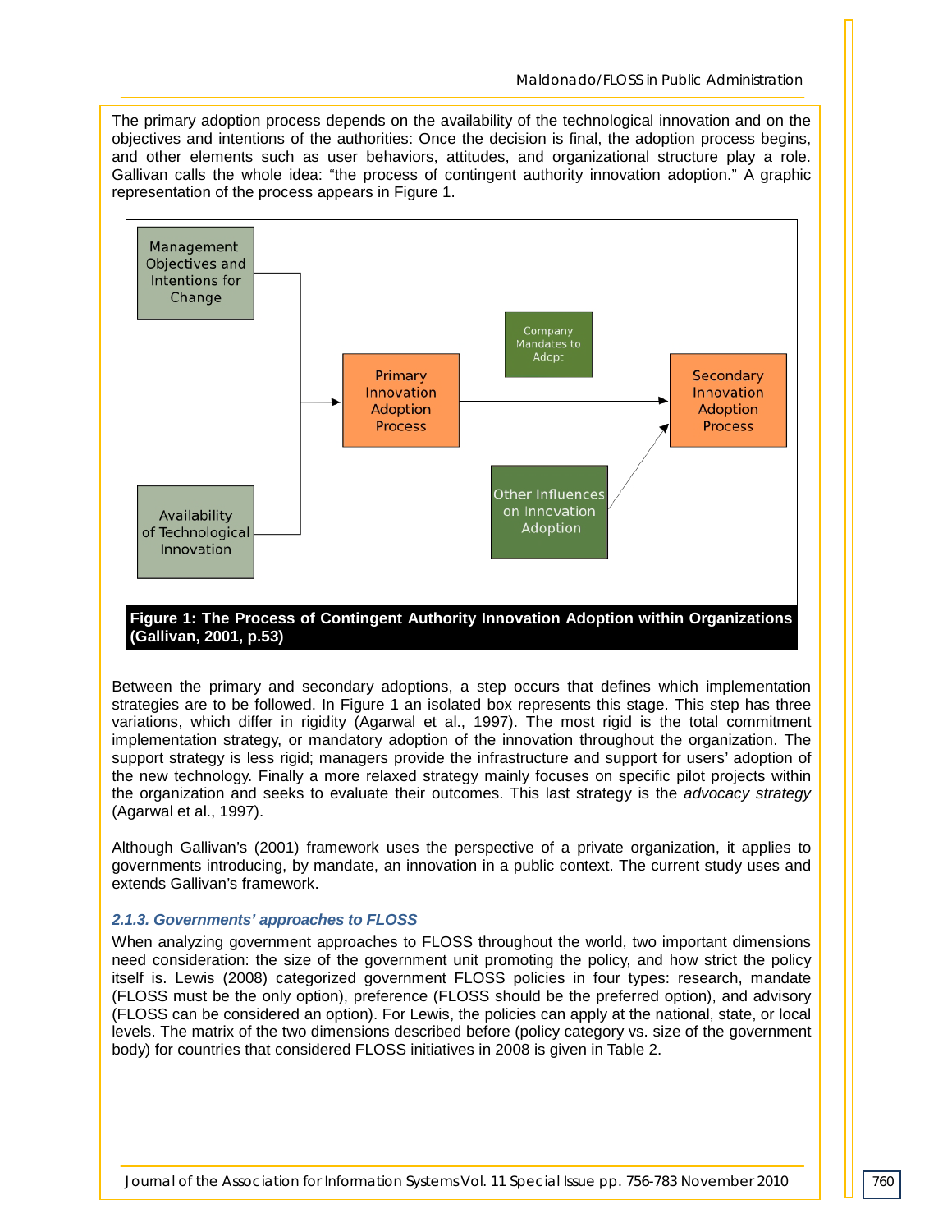The primary adoption process depends on the availability of the technological innovation and on the objectives and intentions of the authorities: Once the decision is final, the adoption process begins, and other elements such as user behaviors, attitudes, and organizational structure play a role. Gallivan calls the whole idea: "the process of contingent authority innovation adoption." A graphic representation of the process appears in Figure 1.

Management Objectives and Intentions for Change

Availability of Technological Innovation

Primary Innovation Adoption Process

Company Mandates to Adopt

Secondary Innovation Adoption Process

Other Influences on Innovation Adoption

**Figure 1: The Process of Contingent Authority Innovation Adoption within Organizations (Gallivan, 2001, p.53)**

Between the primary and secondary adoptions, a step occurs that defines which implementation strategies are to be followed. In Figure 1 an isolated box represents this stage. This step has three variations, which differ in rigidity (Agarwal et al., 1997). The most rigid is the total commitment implementation strategy, or mandatory adoption of the innovation throughout the organization. The support strategy is less rigid; managers provide the infrastructure and support for users' adoption of the new technology. Finally a more relaxed strategy mainly focuses on specific pilot projects within the organization and seeks to evaluate their outcomes. This last strategy is the *advocacy strategy* (Agarwal et al., 1997).

Although Gallivan's (2001) framework uses the perspective of a private organization, it applies to governments introducing, by mandate, an innovation in a public context. The current study uses and extends Gallivan's framework.

### *2.1.3. Governments' approaches to FLOSS*

When analyzing government approaches to FLOSS throughout the world, two important dimensions need consideration: the size of the government unit promoting the policy, and how strict the policy itself is. Lewis (2008) categorized government FLOSS policies in four types: research, mandate (FLOSS must be the only option), preference (FLOSS should be the preferred option), and advisory (FLOSS can be considered an option). For Lewis, the policies can apply at the national, state, or local levels. The matrix of the two dimensions described before (policy category vs. size of the government body) for countries that considered FLOSS initiatives in 2008 is given in Table 2.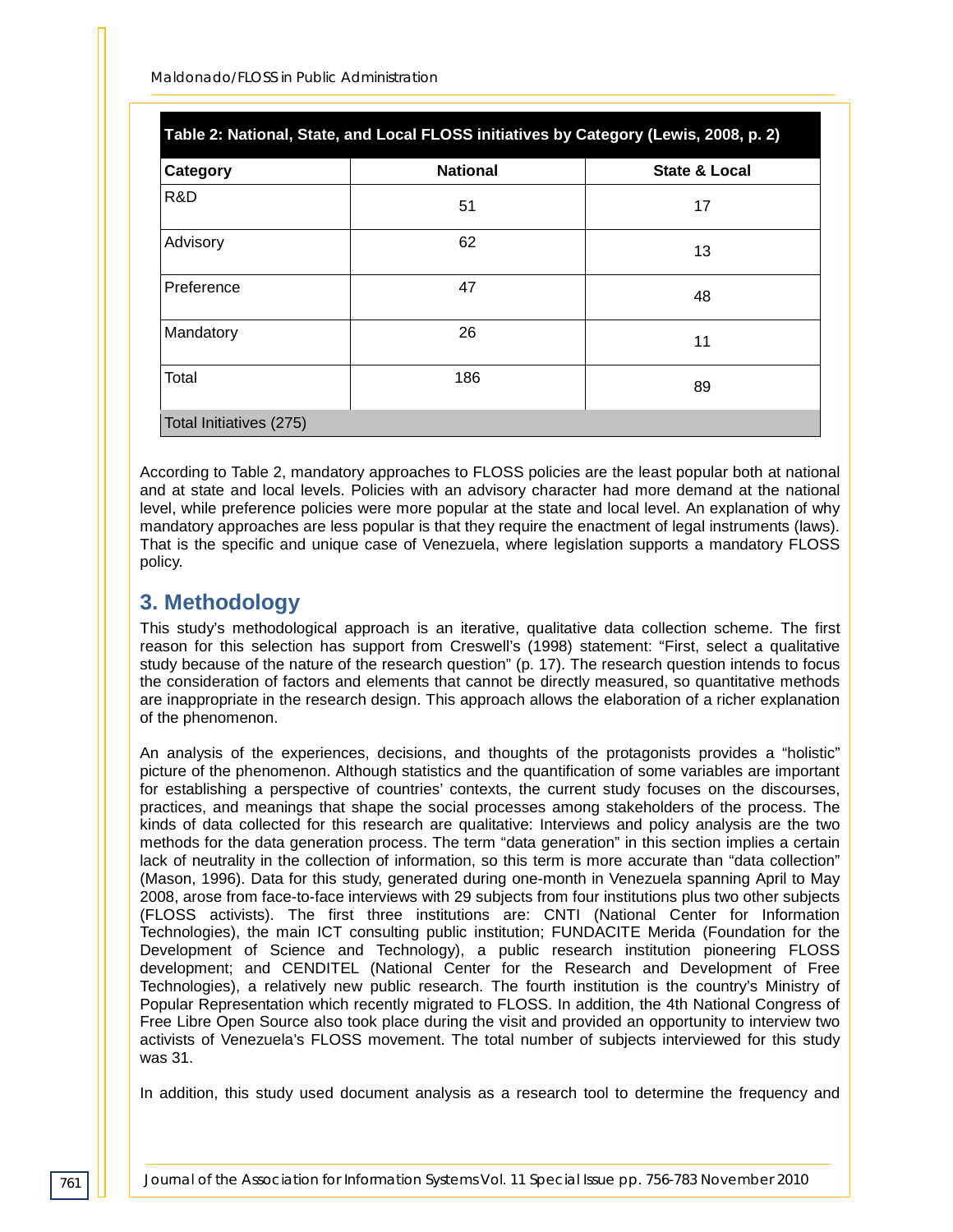**Table 2: National, State, and Local FLOSS initiatives by Category (Lewis, 2008, p. 2)**

| Category | National | State & Local |
|---|---|---|
| R&D | 51 | 17 |
| Advisory | 62 | 13 |
| Preference | 47 | 48 |
| Mandatory | 26 | 11 |
| Total | 186 | 89 |
| Total Initiatives (275) | | |

According to Table 2, mandatory approaches to FLOSS policies are the least popular both at national and at state and local levels. Policies with an advisory character had more demand at the national level, while preference policies were more popular at the state and local level. An explanation of why mandatory approaches are less popular is that they require the enactment of legal instruments (laws). That is the specific and unique case of Venezuela, where legislation supports a mandatory FLOSS policy.

## 3. Methodology

This study's methodological approach is an iterative, qualitative data collection scheme. The first reason for this selection has support from Creswell's (1998) statement: "First, select a qualitative study because of the nature of the research question" (p. 17). The research question intends to focus the consideration of factors and elements that cannot be directly measured, so quantitative methods are inappropriate in the research design. This approach allows the elaboration of a richer explanation of the phenomenon.

An analysis of the experiences, decisions, and thoughts of the protagonists provides a "holistic" picture of the phenomenon. Although statistics and the quantification of some variables are important for establishing a perspective of countries' contexts, the current study focuses on the discourses, practices, and meanings that shape the social processes among stakeholders of the process. The kinds of data collected for this research are qualitative: Interviews and policy analysis are the two methods for the data generation process. The term "data generation" in this section implies a certain lack of neutrality in the collection of information, so this term is more accurate than "data collection" (Mason, 1996). Data for this study, generated during one-month in Venezuela spanning April to May 2008, arose from face-to-face interviews with 29 subjects from four institutions plus two other subjects (FLOSS activists). The first three institutions are: CNTI (National Center for Information Technologies), the main ICT consulting public institution; FUNDACITE Merida (Foundation for the Development of Science and Technology), a public research institution pioneering FLOSS development; and CENDITEL (National Center for the Research and Development of Free Technologies), a relatively new public research. The fourth institution is the country's Ministry of Popular Representation which recently migrated to FLOSS. In addition, the 4th National Congress of Free Libre Open Source also took place during the visit and provided an opportunity to interview two activists of Venezuela's FLOSS movement. The total number of subjects interviewed for this study was 31.

In addition, this study used document analysis as a research tool to determine the frequency and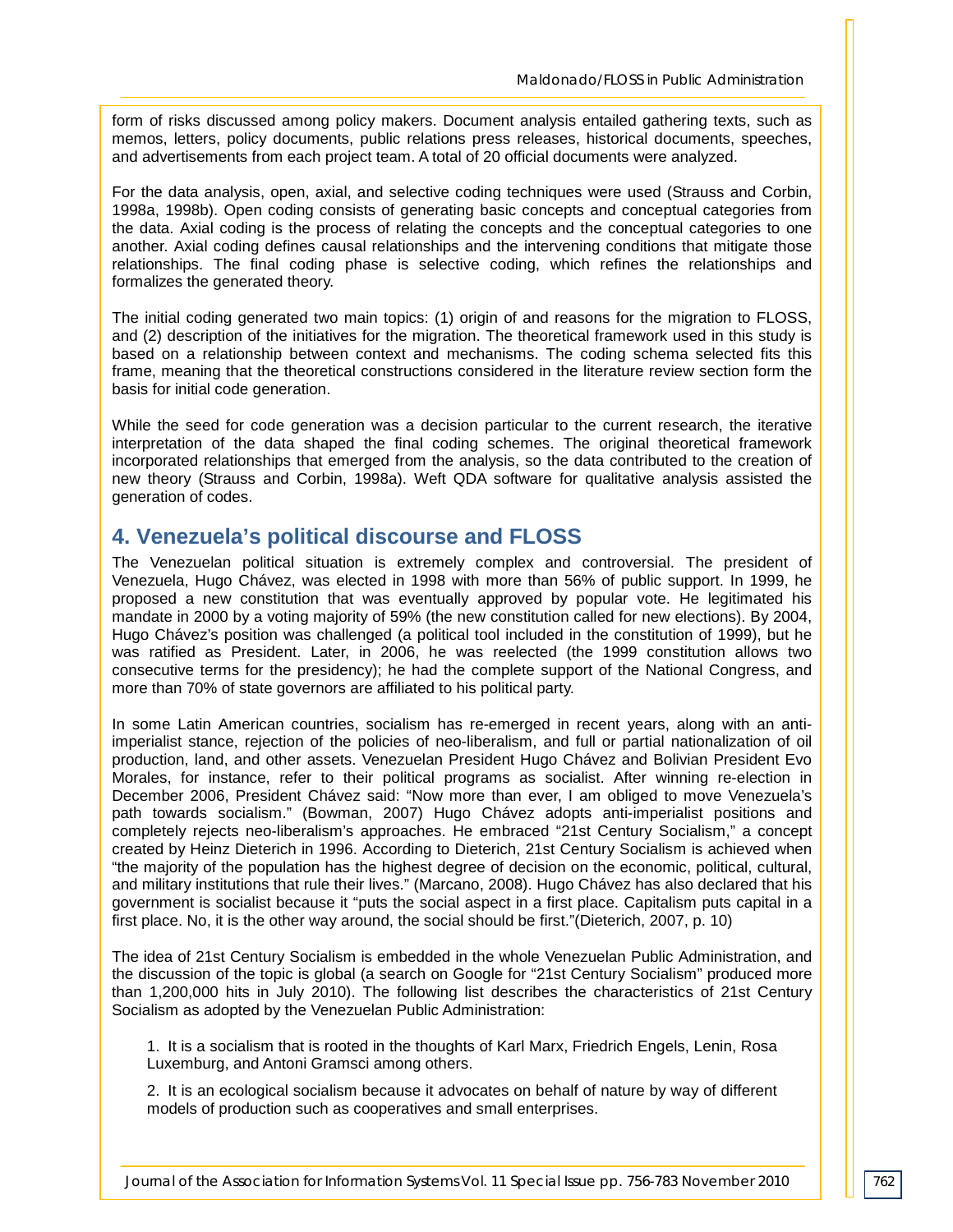form of risks discussed among policy makers. Document analysis entailed gathering texts, such as memos, letters, policy documents, public relations press releases, historical documents, speeches, and advertisements from each project team. A total of 20 official documents were analyzed.

For the data analysis, open, axial, and selective coding techniques were used (Strauss and Corbin, 1998a, 1998b). Open coding consists of generating basic concepts and conceptual categories from the data. Axial coding is the process of relating the concepts and the conceptual categories to one another. Axial coding defines causal relationships and the intervening conditions that mitigate those relationships. The final coding phase is selective coding, which refines the relationships and formalizes the generated theory.

The initial coding generated two main topics: (1) origin of and reasons for the migration to FLOSS, and (2) description of the initiatives for the migration. The theoretical framework used in this study is based on a relationship between context and mechanisms. The coding schema selected fits this frame, meaning that the theoretical constructions considered in the literature review section form the basis for initial code generation.

While the seed for code generation was a decision particular to the current research, the iterative interpretation of the data shaped the final coding schemes. The original theoretical framework incorporated relationships that emerged from the analysis, so the data contributed to the creation of new theory (Strauss and Corbin, 1998a). Weft QDA software for qualitative analysis assisted the generation of codes.

## 4. Venezuela's political discourse and FLOSS

The Venezuelan political situation is extremely complex and controversial. The president of Venezuela, Hugo Chávez, was elected in 1998 with more than 56% of public support. In 1999, he proposed a new constitution that was eventually approved by popular vote. He legitimated his mandate in 2000 by a voting majority of 59% (the new constitution called for new elections). By 2004, Hugo Chávez's position was challenged (a political tool included in the constitution of 1999), but he was ratified as President. Later, in 2006, he was reelected (the 1999 constitution allows two consecutive terms for the presidency); he had the complete support of the National Congress, and more than 70% of state governors are affiliated to his political party.

In some Latin American countries, socialism has re-emerged in recent years, along with an anti-imperialist stance, rejection of the policies of neo-liberalism, and full or partial nationalization of oil production, land, and other assets. Venezuelan President Hugo Chávez and Bolivian President Evo Morales, for instance, refer to their political programs as socialist. After winning re-election in December 2006, President Chávez said: "Now more than ever, I am obliged to move Venezuela's path towards socialism." (Bowman, 2007) Hugo Chávez adopts anti-imperialist positions and completely rejects neo-liberalism's approaches. He embraced "21st Century Socialism," a concept created by Heinz Dieterich in 1996. According to Dieterich, 21st Century Socialism is achieved when "the majority of the population has the highest degree of decision on the economic, political, cultural, and military institutions that rule their lives." (Marcano, 2008). Hugo Chávez has also declared that his government is socialist because it "puts the social aspect in a first place. Capitalism puts capital in a first place. No, it is the other way around, the social should be first."(Dieterich, 2007, p. 10)

The idea of 21st Century Socialism is embedded in the whole Venezuelan Public Administration, and the discussion of the topic is global (a search on Google for "21st Century Socialism" produced more than 1,200,000 hits in July 2010). The following list describes the characteristics of 21st Century Socialism as adopted by the Venezuelan Public Administration:

1. It is a socialism that is rooted in the thoughts of Karl Marx, Friedrich Engels, Lenin, Rosa Luxemburg, and Antoni Gramsci among others.

2. It is an ecological socialism because it advocates on behalf of nature by way of different models of production such as cooperatives and small enterprises.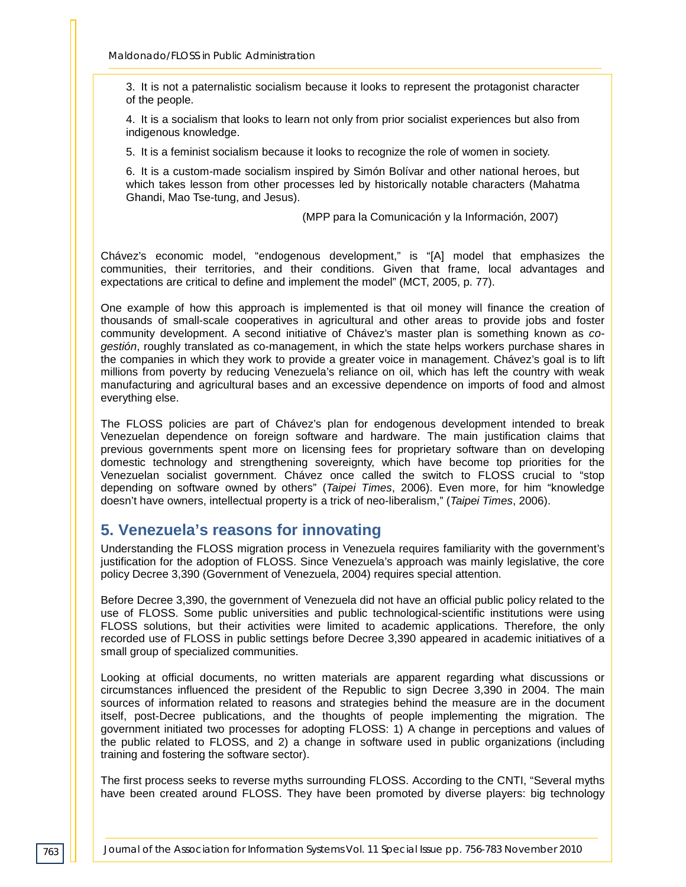3. It is not a paternalistic socialism because it looks to represent the protagonist character of the people.

4. It is a socialism that looks to learn not only from prior socialist experiences but also from indigenous knowledge.

5. It is a feminist socialism because it looks to recognize the role of women in society.

6. It is a custom-made socialism inspired by Simón Bolívar and other national heroes, but which takes lesson from other processes led by historically notable characters (Mahatma Ghandi, Mao Tse-tung, and Jesus).

(MPP para la Comunicación y la Información, 2007)

Chávez's economic model, "endogenous development," is "[A] model that emphasizes the communities, their territories, and their conditions. Given that frame, local advantages and expectations are critical to define and implement the model" (MCT, 2005, p. 77).

One example of how this approach is implemented is that oil money will finance the creation of thousands of small-scale cooperatives in agricultural and other areas to provide jobs and foster community development. A second initiative of Chávez's master plan is something known as *co-gestión*, roughly translated as co-management, in which the state helps workers purchase shares in the companies in which they work to provide a greater voice in management. Chávez's goal is to lift millions from poverty by reducing Venezuela's reliance on oil, which has left the country with weak manufacturing and agricultural bases and an excessive dependence on imports of food and almost everything else.

The FLOSS policies are part of Chávez's plan for endogenous development intended to break Venezuelan dependence on foreign software and hardware. The main justification claims that previous governments spent more on licensing fees for proprietary software than on developing domestic technology and strengthening sovereignty, which have become top priorities for the Venezuelan socialist government. Chávez once called the switch to FLOSS crucial to "stop depending on software owned by others" (*Taipei Times*, 2006). Even more, for him "knowledge doesn't have owners, intellectual property is a trick of neo-liberalism," (*Taipei Times*, 2006).

## 5. Venezuela's reasons for innovating

Understanding the FLOSS migration process in Venezuela requires familiarity with the government's justification for the adoption of FLOSS. Since Venezuela's approach was mainly legislative, the core policy Decree 3,390 (Government of Venezuela, 2004) requires special attention.

Before Decree 3,390, the government of Venezuela did not have an official public policy related to the use of FLOSS. Some public universities and public technological-scientific institutions were using FLOSS solutions, but their activities were limited to academic applications. Therefore, the only recorded use of FLOSS in public settings before Decree 3,390 appeared in academic initiatives of a small group of specialized communities.

Looking at official documents, no written materials are apparent regarding what discussions or circumstances influenced the president of the Republic to sign Decree 3,390 in 2004. The main sources of information related to reasons and strategies behind the measure are in the document itself, post-Decree publications, and the thoughts of people implementing the migration. The government initiated two processes for adopting FLOSS: 1) A change in perceptions and values of the public related to FLOSS, and 2) a change in software used in public organizations (including training and fostering the software sector).

The first process seeks to reverse myths surrounding FLOSS. According to the CNTI, "Several myths have been created around FLOSS. They have been promoted by diverse players: big technology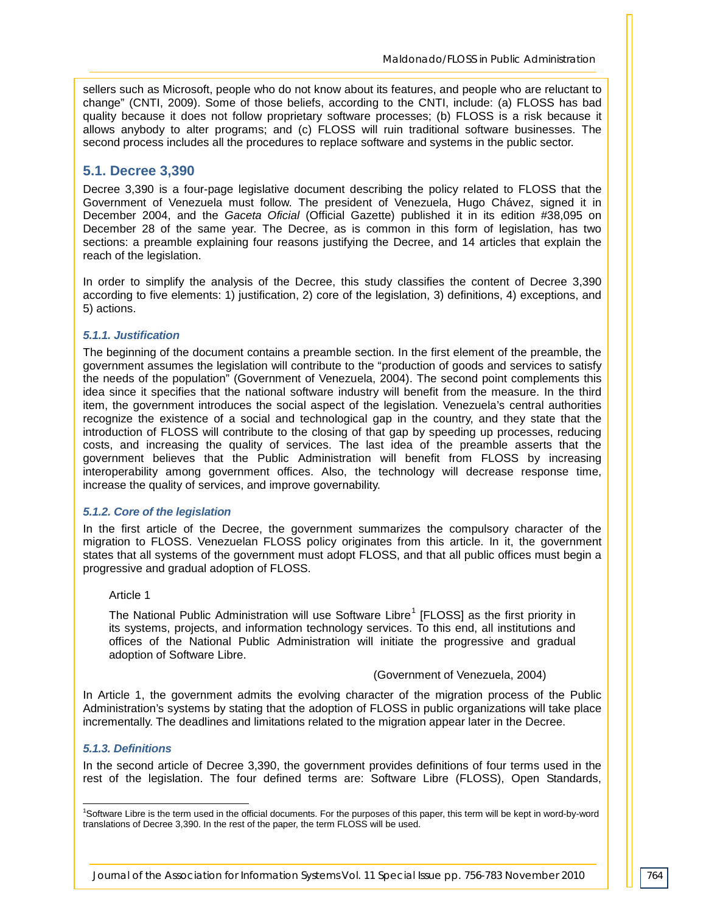sellers such as Microsoft, people who do not know about its features, and people who are reluctant to change" (CNTI, 2009). Some of those beliefs, according to the CNTI, include: (a) FLOSS has bad quality because it does not follow proprietary software processes; (b) FLOSS is a risk because it allows anybody to alter programs; and (c) FLOSS will ruin traditional software businesses. The second process includes all the procedures to replace software and systems in the public sector.

## 5.1. Decree 3,390

Decree 3,390 is a four-page legislative document describing the policy related to FLOSS that the Government of Venezuela must follow. The president of Venezuela, Hugo Chávez, signed it in December 2004, and the *Gaceta Oficial* (Official Gazette) published it in its edition #38,095 on December 28 of the same year. The Decree, as is common in this form of legislation, has two sections: a preamble explaining four reasons justifying the Decree, and 14 articles that explain the reach of the legislation.

In order to simplify the analysis of the Decree, this study classifies the content of Decree 3,390 according to five elements: 1) justification, 2) core of the legislation, 3) definitions, 4) exceptions, and 5) actions.

### *5.1.1. Justification*

The beginning of the document contains a preamble section. In the first element of the preamble, the government assumes the legislation will contribute to the "production of goods and services to satisfy the needs of the population" (Government of Venezuela, 2004). The second point complements this idea since it specifies that the national software industry will benefit from the measure. In the third item, the government introduces the social aspect of the legislation. Venezuela's central authorities recognize the existence of a social and technological gap in the country, and they state that the introduction of FLOSS will contribute to the closing of that gap by speeding up processes, reducing costs, and increasing the quality of services. The last idea of the preamble asserts that the government believes that the Public Administration will benefit from FLOSS by increasing interoperability among government offices. Also, the technology will decrease response time, increase the quality of services, and improve governability.

### *5.1.2. Core of the legislation*

In the first article of the Decree, the government summarizes the compulsory character of the migration to FLOSS. Venezuelan FLOSS policy originates from this article. In it, the government states that all systems of the government must adopt FLOSS, and that all public offices must begin a progressive and gradual adoption of FLOSS.

> Article 1
>
> The National Public Administration will use Software Libre[1] [FLOSS] as the first priority in its systems, projects, and information technology services. To this end, all institutions and offices of the National Public Administration will initiate the progressive and gradual adoption of Software Libre.
>
> (Government of Venezuela, 2004)

In Article 1, the government admits the evolving character of the migration process of the Public Administration's systems by stating that the adoption of FLOSS in public organizations will take place incrementally. The deadlines and limitations related to the migration appear later in the Decree.

### *5.1.3. Definitions*

In the second article of Decree 3,390, the government provides definitions of four terms used in the rest of the legislation. The four defined terms are: Software Libre (FLOSS), Open Standards,

[1] Software Libre is the term used in the official documents. For the purposes of this paper, this term will be kept in word-by-word translations of Decree 3,390. In the rest of the paper, the term FLOSS will be used.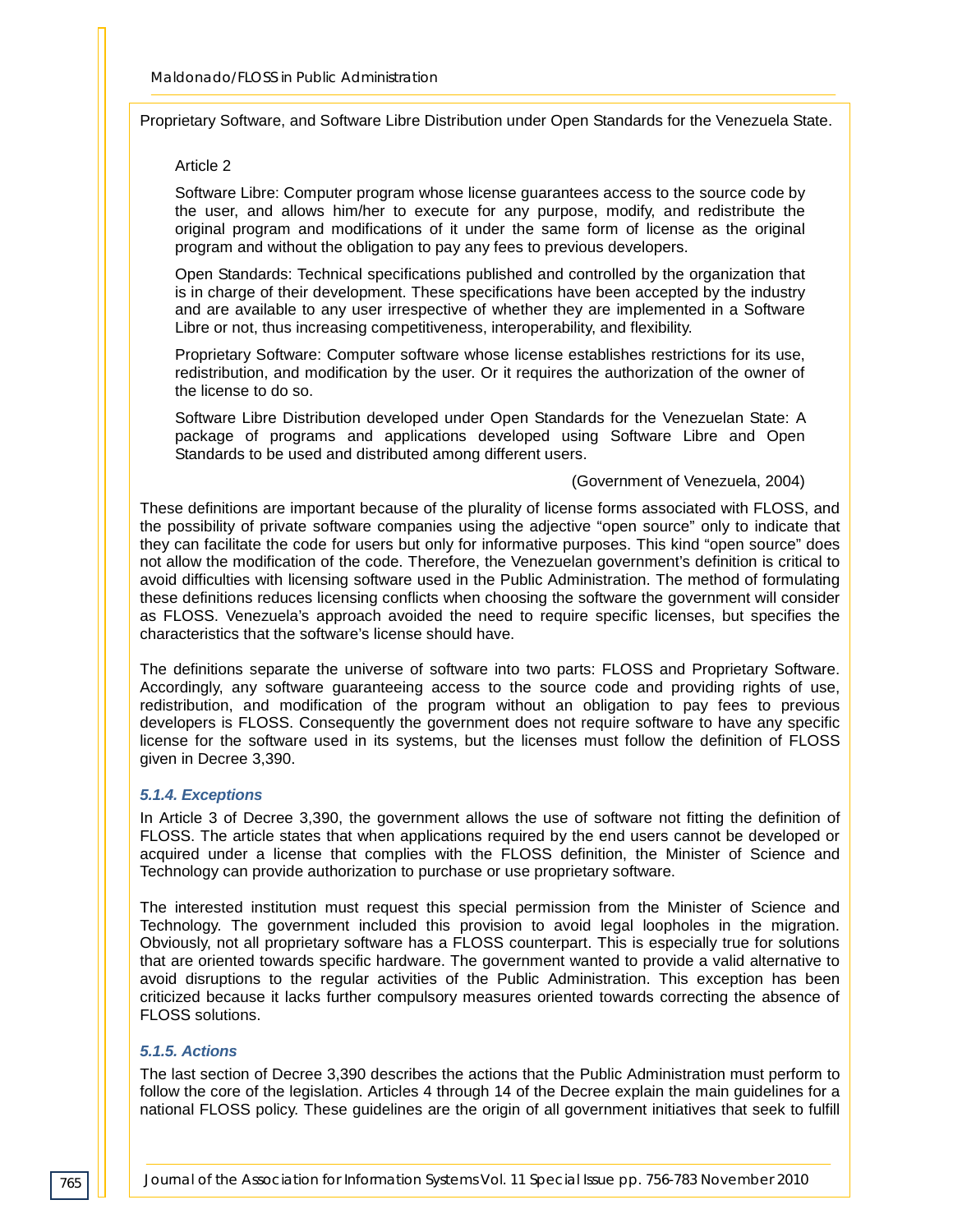Proprietary Software, and Software Libre Distribution under Open Standards for the Venezuela State.

> Article 2
>
> Software Libre: Computer program whose license guarantees access to the source code by the user, and allows him/her to execute for any purpose, modify, and redistribute the original program and modifications of it under the same form of license as the original program and without the obligation to pay any fees to previous developers.
>
> Open Standards: Technical specifications published and controlled by the organization that is in charge of their development. These specifications have been accepted by the industry and are available to any user irrespective of whether they are implemented in a Software Libre or not, thus increasing competitiveness, interoperability, and flexibility.
>
> Proprietary Software: Computer software whose license establishes restrictions for its use, redistribution, and modification by the user. Or it requires the authorization of the owner of the license to do so.
>
> Software Libre Distribution developed under Open Standards for the Venezuelan State: A package of programs and applications developed using Software Libre and Open Standards to be used and distributed among different users.
>
> (Government of Venezuela, 2004)

These definitions are important because of the plurality of license forms associated with FLOSS, and the possibility of private software companies using the adjective "open source" only to indicate that they can facilitate the code for users but only for informative purposes. This kind "open source" does not allow the modification of the code. Therefore, the Venezuelan government's definition is critical to avoid difficulties with licensing software used in the Public Administration. The method of formulating these definitions reduces licensing conflicts when choosing the software the government will consider as FLOSS. Venezuela's approach avoided the need to require specific licenses, but specifies the characteristics that the software's license should have.

The definitions separate the universe of software into two parts: FLOSS and Proprietary Software. Accordingly, any software guaranteeing access to the source code and providing rights of use, redistribution, and modification of the program without an obligation to pay fees to previous developers is FLOSS. Consequently the government does not require software to have any specific license for the software used in its systems, but the licenses must follow the definition of FLOSS given in Decree 3,390.

### *5.1.4. Exceptions*

In Article 3 of Decree 3,390, the government allows the use of software not fitting the definition of FLOSS. The article states that when applications required by the end users cannot be developed or acquired under a license that complies with the FLOSS definition, the Minister of Science and Technology can provide authorization to purchase or use proprietary software.

The interested institution must request this special permission from the Minister of Science and Technology. The government included this provision to avoid legal loopholes in the migration. Obviously, not all proprietary software has a FLOSS counterpart. This is especially true for solutions that are oriented towards specific hardware. The government wanted to provide a valid alternative to avoid disruptions to the regular activities of the Public Administration. This exception has been criticized because it lacks further compulsory measures oriented towards correcting the absence of FLOSS solutions.

### *5.1.5. Actions*

The last section of Decree 3,390 describes the actions that the Public Administration must perform to follow the core of the legislation. Articles 4 through 14 of the Decree explain the main guidelines for a national FLOSS policy. These guidelines are the origin of all government initiatives that seek to fulfill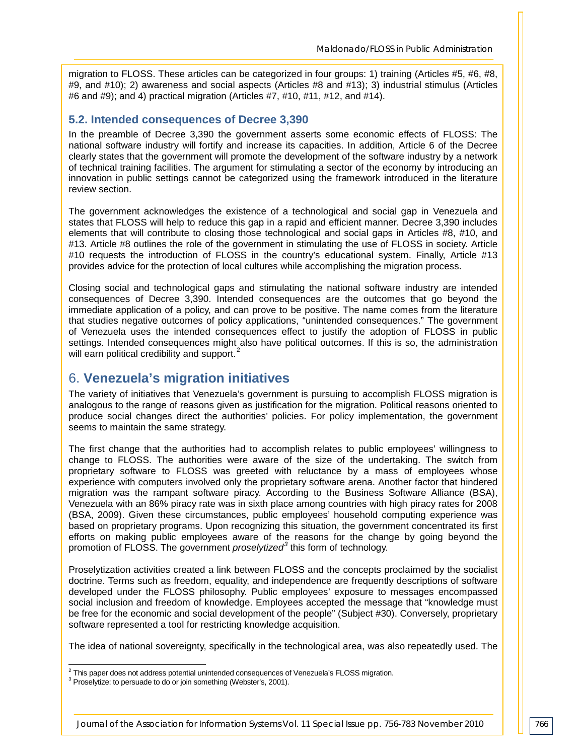migration to FLOSS. These articles can be categorized in four groups: 1) training (Articles #5, #6, #8, #9, and #10); 2) awareness and social aspects (Articles #8 and #13); 3) industrial stimulus (Articles #6 and #9); and 4) practical migration (Articles #7, #10, #11, #12, and #14).

### 5.2. Intended consequences of Decree 3,390

In the preamble of Decree 3,390 the government asserts some economic effects of FLOSS: The national software industry will fortify and increase its capacities. In addition, Article 6 of the Decree clearly states that the government will promote the development of the software industry by a network of technical training facilities. The argument for stimulating a sector of the economy by introducing an innovation in public settings cannot be categorized using the framework introduced in the literature review section.

The government acknowledges the existence of a technological and social gap in Venezuela and states that FLOSS will help to reduce this gap in a rapid and efficient manner. Decree 3,390 includes elements that will contribute to closing those technological and social gaps in Articles #8, #10, and #13. Article #8 outlines the role of the government in stimulating the use of FLOSS in society. Article #10 requests the introduction of FLOSS in the country's educational system. Finally, Article #13 provides advice for the protection of local cultures while accomplishing the migration process.

Closing social and technological gaps and stimulating the national software industry are intended consequences of Decree 3,390. Intended consequences are the outcomes that go beyond the immediate application of a policy, and can prove to be positive. The name comes from the literature that studies negative outcomes of policy applications, "unintended consequences." The government of Venezuela uses the intended consequences effect to justify the adoption of FLOSS in public settings. Intended consequences might also have political outcomes. If this is so, the administration will earn political credibility and support.[2]

## 6. Venezuela's migration initiatives

The variety of initiatives that Venezuela's government is pursuing to accomplish FLOSS migration is analogous to the range of reasons given as justification for the migration. Political reasons oriented to produce social changes direct the authorities' policies. For policy implementation, the government seems to maintain the same strategy.

The first change that the authorities had to accomplish relates to public employees' willingness to change to FLOSS. The authorities were aware of the size of the undertaking. The switch from proprietary software to FLOSS was greeted with reluctance by a mass of employees whose experience with computers involved only the proprietary software arena. Another factor that hindered migration was the rampant software piracy. According to the Business Software Alliance (BSA), Venezuela with an 86% piracy rate was in sixth place among countries with high piracy rates for 2008 (BSA, 2009). Given these circumstances, public employees' household computing experience was based on proprietary programs. Upon recognizing this situation, the government concentrated its first efforts on making public employees aware of the reasons for the change by going beyond the promotion of FLOSS. The government *proselytized*[3] this form of technology.

Proselytization activities created a link between FLOSS and the concepts proclaimed by the socialist doctrine. Terms such as freedom, equality, and independence are frequently descriptions of software developed under the FLOSS philosophy. Public employees' exposure to messages encompassed social inclusion and freedom of knowledge. Employees accepted the message that "knowledge must be free for the economic and social development of the people" (Subject #30). Conversely, proprietary software represented a tool for restricting knowledge acquisition.

The idea of national sovereignty, specifically in the technological area, was also repeatedly used. The

---

[2] This paper does not address potential unintended consequences of Venezuela's FLOSS migration.

[3] Proselytize: to persuade to do or join something (Webster's, 2001).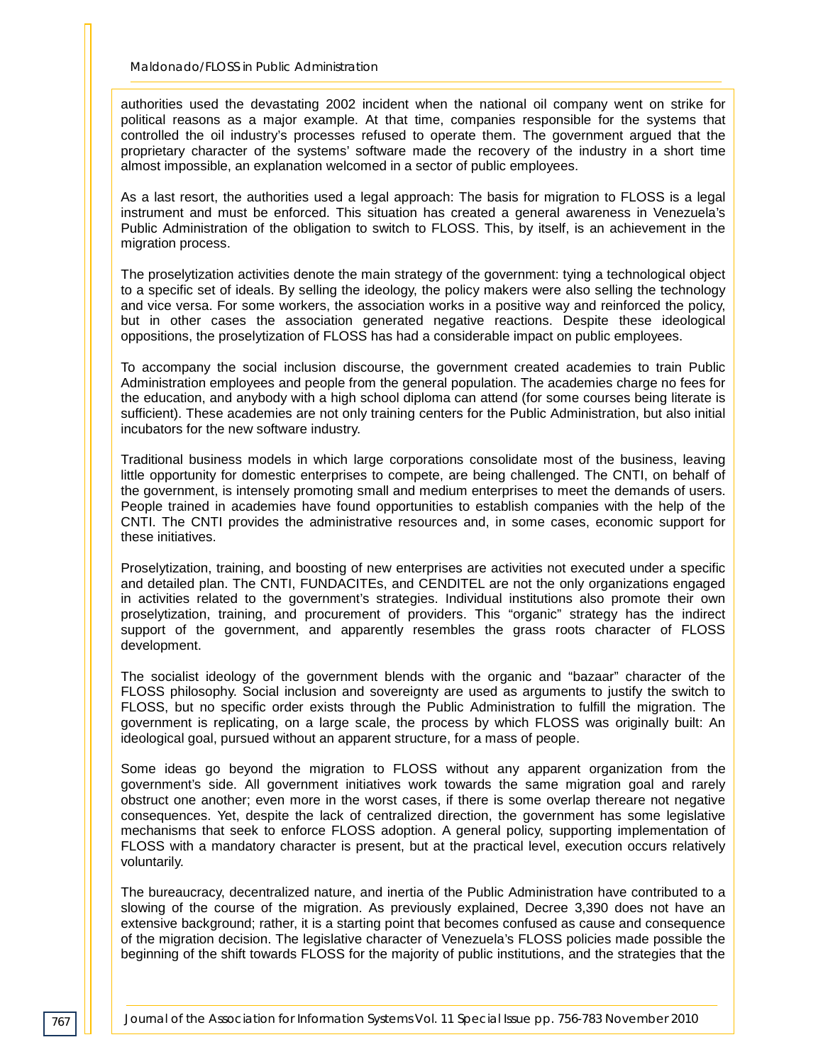authorities used the devastating 2002 incident when the national oil company went on strike for political reasons as a major example. At that time, companies responsible for the systems that controlled the oil industry's processes refused to operate them. The government argued that the proprietary character of the systems' software made the recovery of the industry in a short time almost impossible, an explanation welcomed in a sector of public employees.

As a last resort, the authorities used a legal approach: The basis for migration to FLOSS is a legal instrument and must be enforced. This situation has created a general awareness in Venezuela's Public Administration of the obligation to switch to FLOSS. This, by itself, is an achievement in the migration process.

The proselytization activities denote the main strategy of the government: tying a technological object to a specific set of ideals. By selling the ideology, the policy makers were also selling the technology and vice versa. For some workers, the association works in a positive way and reinforced the policy, but in other cases the association generated negative reactions. Despite these ideological oppositions, the proselytization of FLOSS has had a considerable impact on public employees.

To accompany the social inclusion discourse, the government created academies to train Public Administration employees and people from the general population. The academies charge no fees for the education, and anybody with a high school diploma can attend (for some courses being literate is sufficient). These academies are not only training centers for the Public Administration, but also initial incubators for the new software industry.

Traditional business models in which large corporations consolidate most of the business, leaving little opportunity for domestic enterprises to compete, are being challenged. The CNTI, on behalf of the government, is intensely promoting small and medium enterprises to meet the demands of users. People trained in academies have found opportunities to establish companies with the help of the CNTI. The CNTI provides the administrative resources and, in some cases, economic support for these initiatives.

Proselytization, training, and boosting of new enterprises are activities not executed under a specific and detailed plan. The CNTI, FUNDACITEs, and CENDITEL are not the only organizations engaged in activities related to the government's strategies. Individual institutions also promote their own proselytization, training, and procurement of providers. This "organic" strategy has the indirect support of the government, and apparently resembles the grass roots character of FLOSS development.

The socialist ideology of the government blends with the organic and "bazaar" character of the FLOSS philosophy. Social inclusion and sovereignty are used as arguments to justify the switch to FLOSS, but no specific order exists through the Public Administration to fulfill the migration. The government is replicating, on a large scale, the process by which FLOSS was originally built: An ideological goal, pursued without an apparent structure, for a mass of people.

Some ideas go beyond the migration to FLOSS without any apparent organization from the government's side. All government initiatives work towards the same migration goal and rarely obstruct one another; even more in the worst cases, if there is some overlap thereare not negative consequences. Yet, despite the lack of centralized direction, the government has some legislative mechanisms that seek to enforce FLOSS adoption. A general policy, supporting implementation of FLOSS with a mandatory character is present, but at the practical level, execution occurs relatively voluntarily.

The bureaucracy, decentralized nature, and inertia of the Public Administration have contributed to a slowing of the course of the migration. As previously explained, Decree 3,390 does not have an extensive background; rather, it is a starting point that becomes confused as cause and consequence of the migration decision. The legislative character of Venezuela's FLOSS policies made possible the beginning of the shift towards FLOSS for the majority of public institutions, and the strategies that the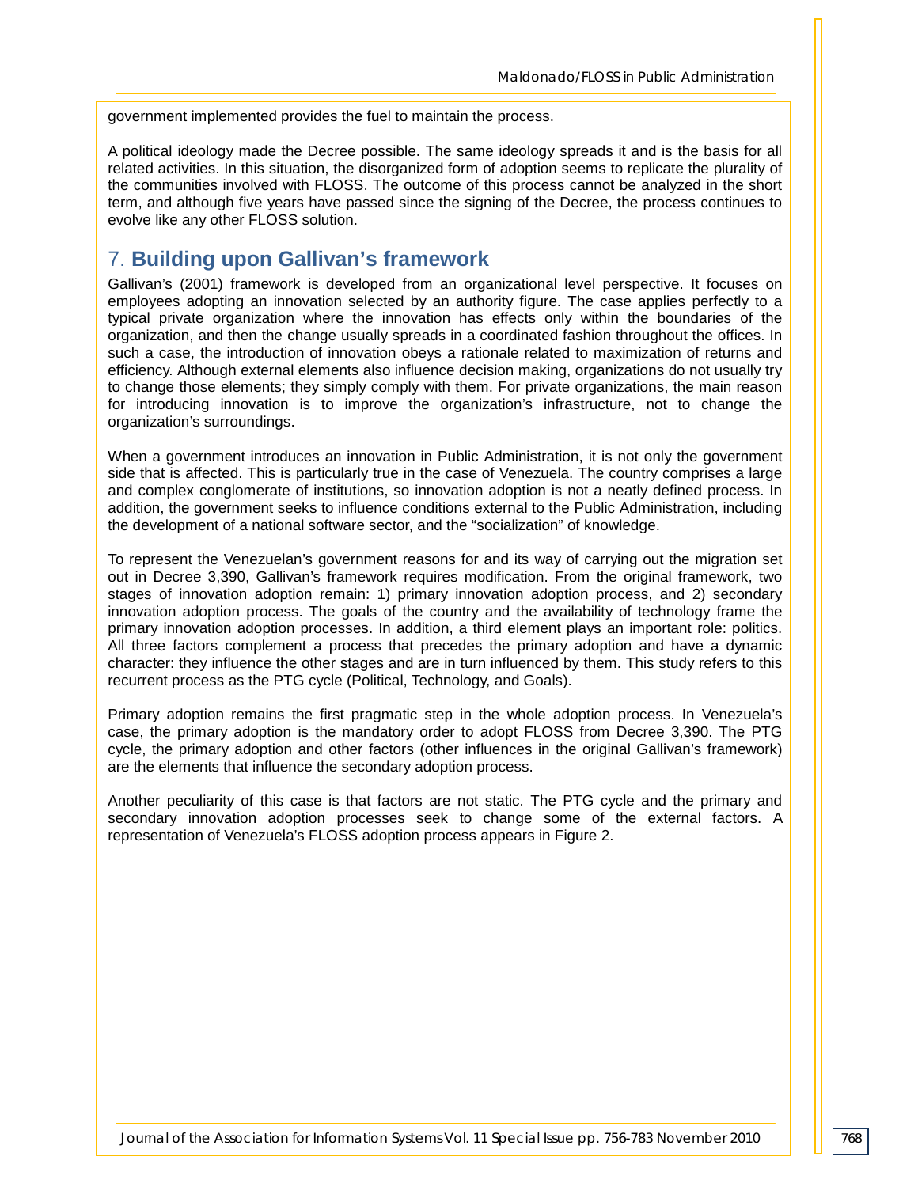government implemented provides the fuel to maintain the process.

A political ideology made the Decree possible. The same ideology spreads it and is the basis for all related activities. In this situation, the disorganized form of adoption seems to replicate the plurality of the communities involved with FLOSS. The outcome of this process cannot be analyzed in the short term, and although five years have passed since the signing of the Decree, the process continues to evolve like any other FLOSS solution.

## 7. **Building upon Gallivan's framework**

Gallivan's (2001) framework is developed from an organizational level perspective. It focuses on employees adopting an innovation selected by an authority figure. The case applies perfectly to a typical private organization where the innovation has effects only within the boundaries of the organization, and then the change usually spreads in a coordinated fashion throughout the offices. In such a case, the introduction of innovation obeys a rationale related to maximization of returns and efficiency. Although external elements also influence decision making, organizations do not usually try to change those elements; they simply comply with them. For private organizations, the main reason for introducing innovation is to improve the organization's infrastructure, not to change the organization's surroundings.

When a government introduces an innovation in Public Administration, it is not only the government side that is affected. This is particularly true in the case of Venezuela. The country comprises a large and complex conglomerate of institutions, so innovation adoption is not a neatly defined process. In addition, the government seeks to influence conditions external to the Public Administration, including the development of a national software sector, and the "socialization" of knowledge.

To represent the Venezuelan's government reasons for and its way of carrying out the migration set out in Decree 3,390, Gallivan's framework requires modification. From the original framework, two stages of innovation adoption remain: 1) primary innovation adoption process, and 2) secondary innovation adoption process. The goals of the country and the availability of technology frame the primary innovation adoption processes. In addition, a third element plays an important role: politics. All three factors complement a process that precedes the primary adoption and have a dynamic character: they influence the other stages and are in turn influenced by them. This study refers to this recurrent process as the PTG cycle (Political, Technology, and Goals).

Primary adoption remains the first pragmatic step in the whole adoption process. In Venezuela's case, the primary adoption is the mandatory order to adopt FLOSS from Decree 3,390. The PTG cycle, the primary adoption and other factors (other influences in the original Gallivan's framework) are the elements that influence the secondary adoption process.

Another peculiarity of this case is that factors are not static. The PTG cycle and the primary and secondary innovation adoption processes seek to change some of the external factors. A representation of Venezuela's FLOSS adoption process appears in Figure 2.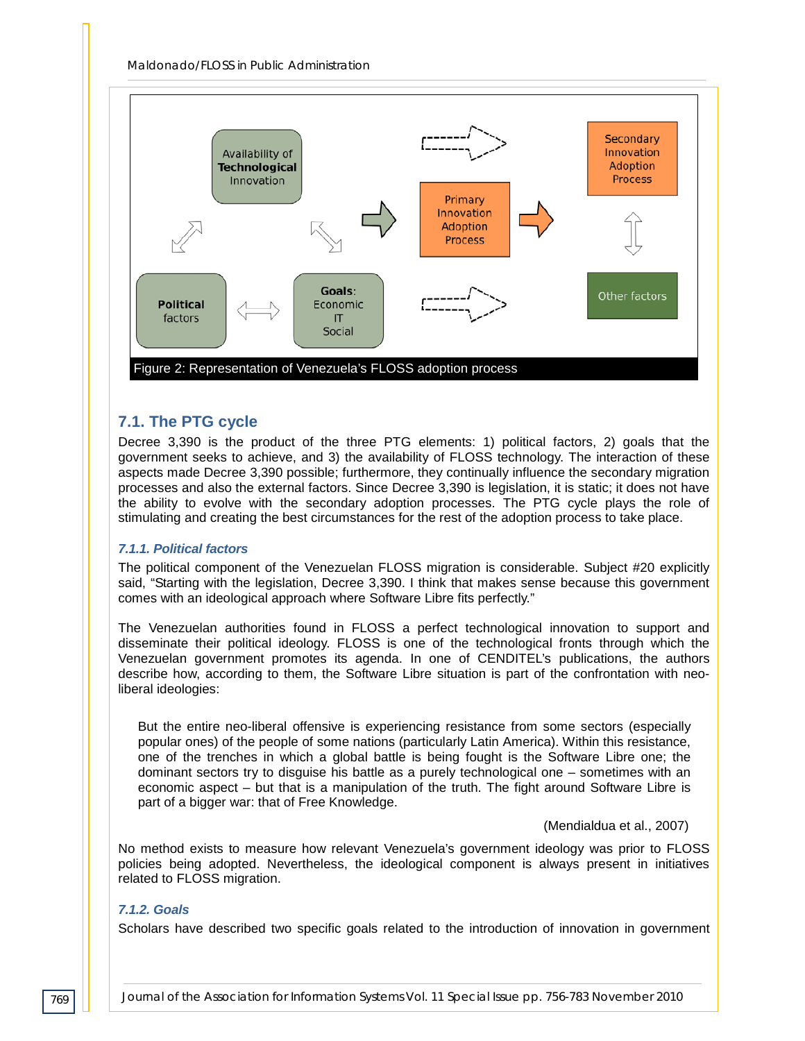Availability of **Technological** Innovation

Primary Innovation Adoption Process

Secondary Innovation Adoption Process

Other factors

**Political** factors

**Goals**: Economic IT Social

Figure 2: Representation of Venezuela's FLOSS adoption process

## 7.1. The PTG cycle

Decree 3,390 is the product of the three PTG elements: 1) political factors, 2) goals that the government seeks to achieve, and 3) the availability of FLOSS technology. The interaction of these aspects made Decree 3,390 possible; furthermore, they continually influence the secondary migration processes and also the external factors. Since Decree 3,390 is legislation, it is static; it does not have the ability to evolve with the secondary adoption processes. The PTG cycle plays the role of stimulating and creating the best circumstances for the rest of the adoption process to take place.

### *7.1.1. Political factors*

The political component of the Venezuelan FLOSS migration is considerable. Subject #20 explicitly said, "Starting with the legislation, Decree 3,390. I think that makes sense because this government comes with an ideological approach where Software Libre fits perfectly."

The Venezuelan authorities found in FLOSS a perfect technological innovation to support and disseminate their political ideology. FLOSS is one of the technological fronts through which the Venezuelan government promotes its agenda. In one of CENDITEL's publications, the authors describe how, according to them, the Software Libre situation is part of the confrontation with neo-liberal ideologies:

> But the entire neo-liberal offensive is experiencing resistance from some sectors (especially popular ones) of the people of some nations (particularly Latin America). Within this resistance, one of the trenches in which a global battle is being fought is the Software Libre one; the dominant sectors try to disguise his battle as a purely technological one – sometimes with an economic aspect – but that is a manipulation of the truth. The fight around Software Libre is part of a bigger war: that of Free Knowledge.
>
> (Mendialdua et al., 2007)

No method exists to measure how relevant Venezuela's government ideology was prior to FLOSS policies being adopted. Nevertheless, the ideological component is always present in initiatives related to FLOSS migration.

### *7.1.2. Goals*

Scholars have described two specific goals related to the introduction of innovation in government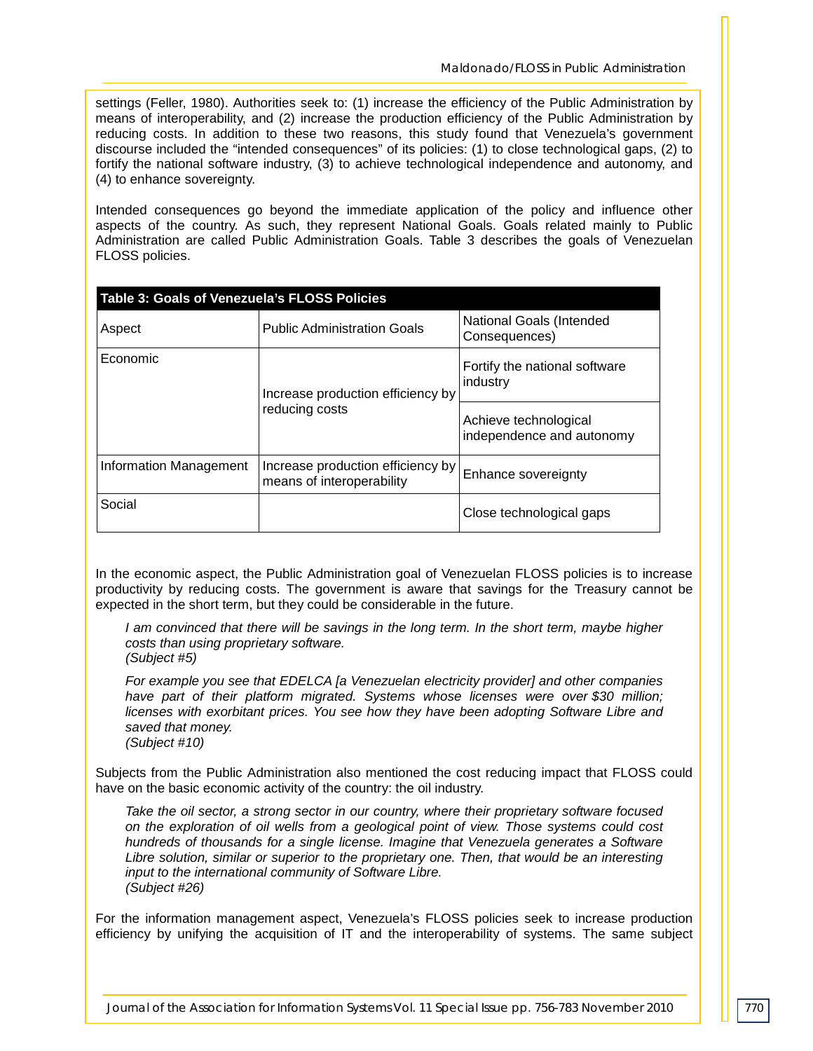settings (Feller, 1980). Authorities seek to: (1) increase the efficiency of the Public Administration by means of interoperability, and (2) increase the production efficiency of the Public Administration by reducing costs. In addition to these two reasons, this study found that Venezuela's government discourse included the "intended consequences" of its policies: (1) to close technological gaps, (2) to fortify the national software industry, (3) to achieve technological independence and autonomy, and (4) to enhance sovereignty.

Intended consequences go beyond the immediate application of the policy and influence other aspects of the country. As such, they represent National Goals. Goals related mainly to Public Administration are called Public Administration Goals. Table 3 describes the goals of Venezuelan FLOSS policies.

**Table 3: Goals of Venezuela's FLOSS Policies**

| Aspect | Public Administration Goals | National Goals (Intended Consequences) |
|---|---|---|
| Economic | Increase production efficiency by reducing costs | Fortify the national software industry |
| | | Achieve technological independence and autonomy |
| Information Management | Increase production efficiency by means of interoperability | Enhance sovereignty |
| Social | | Close technological gaps |

In the economic aspect, the Public Administration goal of Venezuelan FLOSS policies is to increase productivity by reducing costs. The government is aware that savings for the Treasury cannot be expected in the short term, but they could be considerable in the future.

> *I am convinced that there will be savings in the long term. In the short term, maybe higher costs than using proprietary software.*
> *(Subject #5)*

> *For example you see that EDELCA [a Venezuelan electricity provider] and other companies have part of their platform migrated. Systems whose licenses were over $30 million; licenses with exorbitant prices. You see how they have been adopting Software Libre and saved that money.*
> *(Subject #10)*

Subjects from the Public Administration also mentioned the cost reducing impact that FLOSS could have on the basic economic activity of the country: the oil industry.

> *Take the oil sector, a strong sector in our country, where their proprietary software focused on the exploration of oil wells from a geological point of view. Those systems could cost hundreds of thousands for a single license. Imagine that Venezuela generates a Software Libre solution, similar or superior to the proprietary one. Then, that would be an interesting input to the international community of Software Libre.*
> *(Subject #26)*

For the information management aspect, Venezuela's FLOSS policies seek to increase production efficiency by unifying the acquisition of IT and the interoperability of systems. The same subject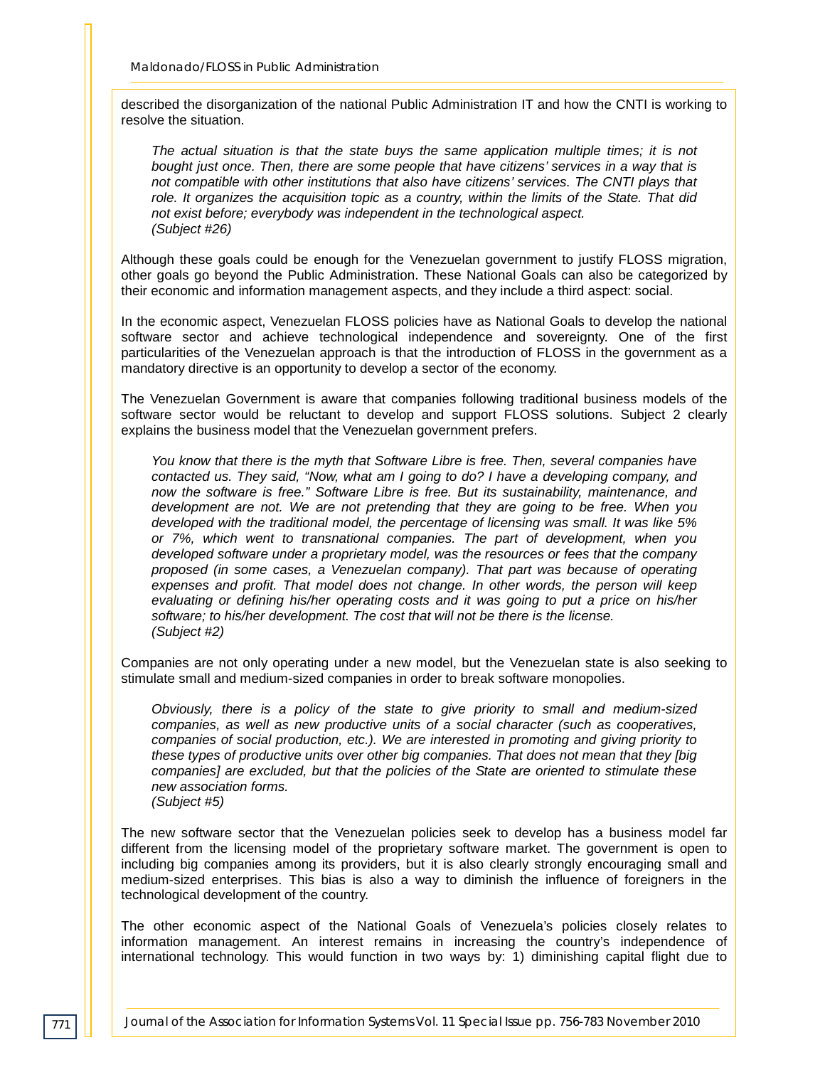described the disorganization of the national Public Administration IT and how the CNTI is working to resolve the situation.

> *The actual situation is that the state buys the same application multiple times; it is not bought just once. Then, there are some people that have citizens' services in a way that is not compatible with other institutions that also have citizens' services. The CNTI plays that role. It organizes the acquisition topic as a country, within the limits of the State. That did not exist before; everybody was independent in the technological aspect.*
> *(Subject #26)*

Although these goals could be enough for the Venezuelan government to justify FLOSS migration, other goals go beyond the Public Administration. These National Goals can also be categorized by their economic and information management aspects, and they include a third aspect: social.

In the economic aspect, Venezuelan FLOSS policies have as National Goals to develop the national software sector and achieve technological independence and sovereignty. One of the first particularities of the Venezuelan approach is that the introduction of FLOSS in the government as a mandatory directive is an opportunity to develop a sector of the economy.

The Venezuelan Government is aware that companies following traditional business models of the software sector would be reluctant to develop and support FLOSS solutions. Subject 2 clearly explains the business model that the Venezuelan government prefers.

> *You know that there is the myth that Software Libre is free. Then, several companies have contacted us. They said, "Now, what am I going to do? I have a developing company, and now the software is free." Software Libre is free. But its sustainability, maintenance, and development are not. We are not pretending that they are going to be free. When you developed with the traditional model, the percentage of licensing was small. It was like 5% or 7%, which went to transnational companies. The part of development, when you developed software under a proprietary model, was the resources or fees that the company proposed (in some cases, a Venezuelan company). That part was because of operating expenses and profit. That model does not change. In other words, the person will keep evaluating or defining his/her operating costs and it was going to put a price on his/her software; to his/her development. The cost that will not be there is the license.*
> *(Subject #2)*

Companies are not only operating under a new model, but the Venezuelan state is also seeking to stimulate small and medium-sized companies in order to break software monopolies.

> *Obviously, there is a policy of the state to give priority to small and medium-sized companies, as well as new productive units of a social character (such as cooperatives, companies of social production, etc.). We are interested in promoting and giving priority to these types of productive units over other big companies. That does not mean that they [big companies] are excluded, but that the policies of the State are oriented to stimulate these new association forms.*
> *(Subject #5)*

The new software sector that the Venezuelan policies seek to develop has a business model far different from the licensing model of the proprietary software market. The government is open to including big companies among its providers, but it is also clearly strongly encouraging small and medium-sized enterprises. This bias is also a way to diminish the influence of foreigners in the technological development of the country.

The other economic aspect of the National Goals of Venezuela's policies closely relates to information management. An interest remains in increasing the country's independence of international technology. This would function in two ways by: 1) diminishing capital flight due to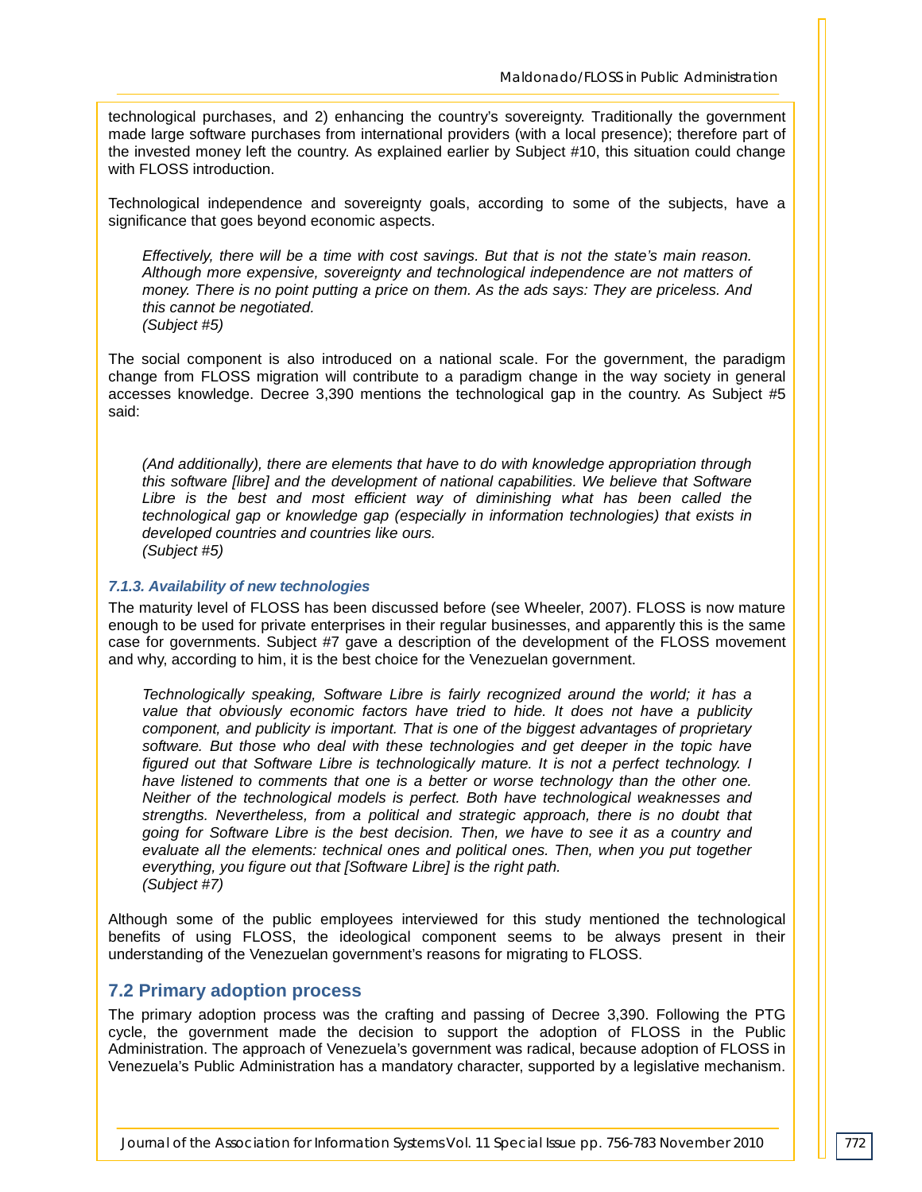technological purchases, and 2) enhancing the country's sovereignty. Traditionally the government made large software purchases from international providers (with a local presence); therefore part of the invested money left the country. As explained earlier by Subject #10, this situation could change with FLOSS introduction.

Technological independence and sovereignty goals, according to some of the subjects, have a significance that goes beyond economic aspects.

> *Effectively, there will be a time with cost savings. But that is not the state's main reason. Although more expensive, sovereignty and technological independence are not matters of money. There is no point putting a price on them. As the ads says: They are priceless. And this cannot be negotiated.*
> *(Subject #5)*

The social component is also introduced on a national scale. For the government, the paradigm change from FLOSS migration will contribute to a paradigm change in the way society in general accesses knowledge. Decree 3,390 mentions the technological gap in the country. As Subject #5 said:

> *(And additionally), there are elements that have to do with knowledge appropriation through this software [libre] and the development of national capabilities. We believe that Software Libre is the best and most efficient way of diminishing what has been called the technological gap or knowledge gap (especially in information technologies) that exists in developed countries and countries like ours.*
> *(Subject #5)*

#### *7.1.3. Availability of new technologies*

The maturity level of FLOSS has been discussed before (see Wheeler, 2007). FLOSS is now mature enough to be used for private enterprises in their regular businesses, and apparently this is the same case for governments. Subject #7 gave a description of the development of the FLOSS movement and why, according to him, it is the best choice for the Venezuelan government.

> *Technologically speaking, Software Libre is fairly recognized around the world; it has a value that obviously economic factors have tried to hide. It does not have a publicity component, and publicity is important. That is one of the biggest advantages of proprietary software. But those who deal with these technologies and get deeper in the topic have figured out that Software Libre is technologically mature. It is not a perfect technology. I have listened to comments that one is a better or worse technology than the other one. Neither of the technological models is perfect. Both have technological weaknesses and strengths. Nevertheless, from a political and strategic approach, there is no doubt that going for Software Libre is the best decision. Then, we have to see it as a country and evaluate all the elements: technical ones and political ones. Then, when you put together everything, you figure out that [Software Libre] is the right path.*
> *(Subject #7)*

Although some of the public employees interviewed for this study mentioned the technological benefits of using FLOSS, the ideological component seems to be always present in their understanding of the Venezuelan government's reasons for migrating to FLOSS.

## 7.2 Primary adoption process

The primary adoption process was the crafting and passing of Decree 3,390. Following the PTG cycle, the government made the decision to support the adoption of FLOSS in the Public Administration. The approach of Venezuela's government was radical, because adoption of FLOSS in Venezuela's Public Administration has a mandatory character, supported by a legislative mechanism.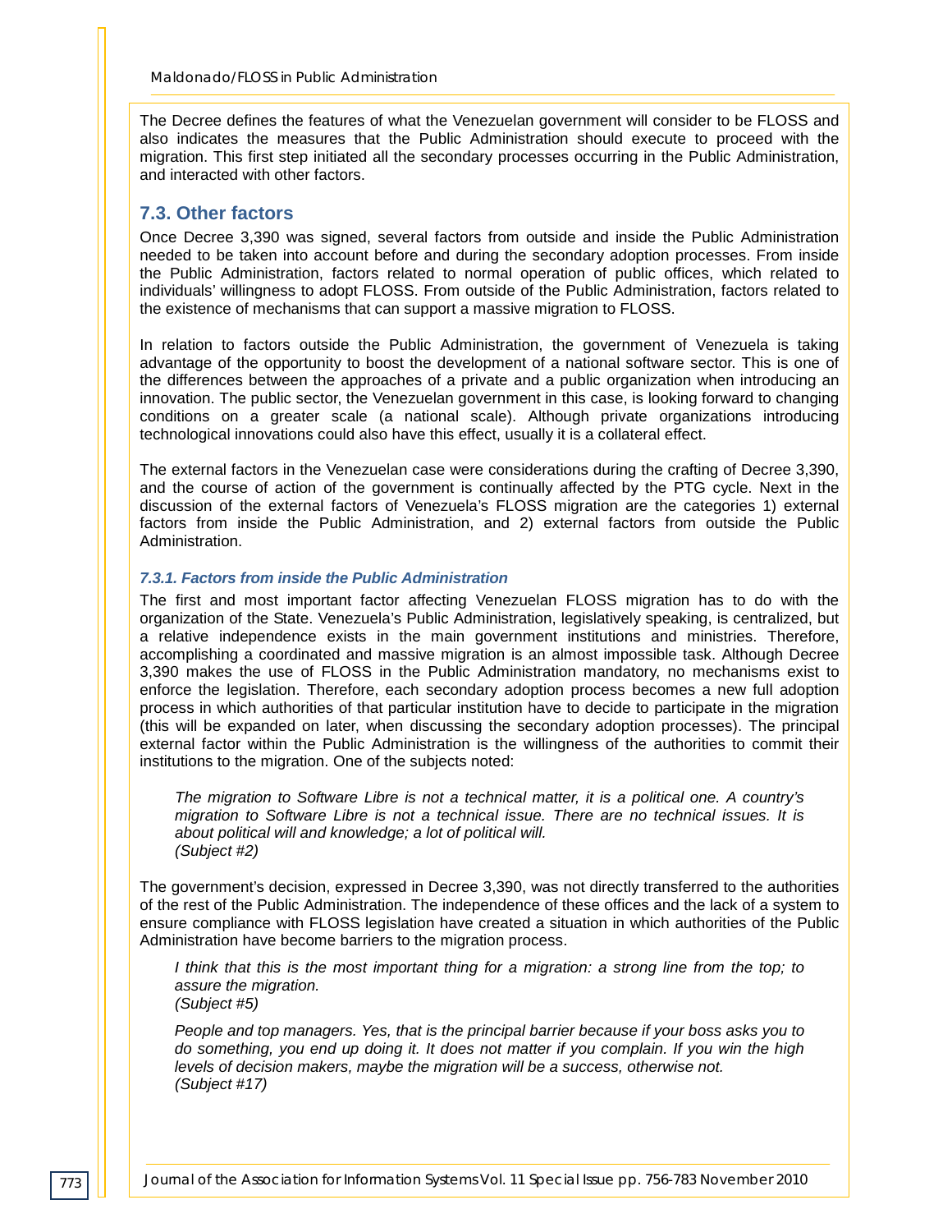The Decree defines the features of what the Venezuelan government will consider to be FLOSS and also indicates the measures that the Public Administration should execute to proceed with the migration. This first step initiated all the secondary processes occurring in the Public Administration, and interacted with other factors.

## 7.3. Other factors

Once Decree 3,390 was signed, several factors from outside and inside the Public Administration needed to be taken into account before and during the secondary adoption processes. From inside the Public Administration, factors related to normal operation of public offices, which related to individuals' willingness to adopt FLOSS. From outside of the Public Administration, factors related to the existence of mechanisms that can support a massive migration to FLOSS.

In relation to factors outside the Public Administration, the government of Venezuela is taking advantage of the opportunity to boost the development of a national software sector. This is one of the differences between the approaches of a private and a public organization when introducing an innovation. The public sector, the Venezuelan government in this case, is looking forward to changing conditions on a greater scale (a national scale). Although private organizations introducing technological innovations could also have this effect, usually it is a collateral effect.

The external factors in the Venezuelan case were considerations during the crafting of Decree 3,390, and the course of action of the government is continually affected by the PTG cycle. Next in the discussion of the external factors of Venezuela's FLOSS migration are the categories 1) external factors from inside the Public Administration, and 2) external factors from outside the Public Administration.

### *7.3.1. Factors from inside the Public Administration*

The first and most important factor affecting Venezuelan FLOSS migration has to do with the organization of the State. Venezuela's Public Administration, legislatively speaking, is centralized, but a relative independence exists in the main government institutions and ministries. Therefore, accomplishing a coordinated and massive migration is an almost impossible task. Although Decree 3,390 makes the use of FLOSS in the Public Administration mandatory, no mechanisms exist to enforce the legislation. Therefore, each secondary adoption process becomes a new full adoption process in which authorities of that particular institution have to decide to participate in the migration (this will be expanded on later, when discussing the secondary adoption processes). The principal external factor within the Public Administration is the willingness of the authorities to commit their institutions to the migration. One of the subjects noted:

> *The migration to Software Libre is not a technical matter, it is a political one. A country's migration to Software Libre is not a technical issue. There are no technical issues. It is about political will and knowledge; a lot of political will.*
> *(Subject #2)*

The government's decision, expressed in Decree 3,390, was not directly transferred to the authorities of the rest of the Public Administration. The independence of these offices and the lack of a system to ensure compliance with FLOSS legislation have created a situation in which authorities of the Public Administration have become barriers to the migration process.

> *I think that this is the most important thing for a migration: a strong line from the top; to assure the migration.*
> *(Subject #5)*

> *People and top managers. Yes, that is the principal barrier because if your boss asks you to do something, you end up doing it. It does not matter if you complain. If you win the high levels of decision makers, maybe the migration will be a success, otherwise not.*
> *(Subject #17)*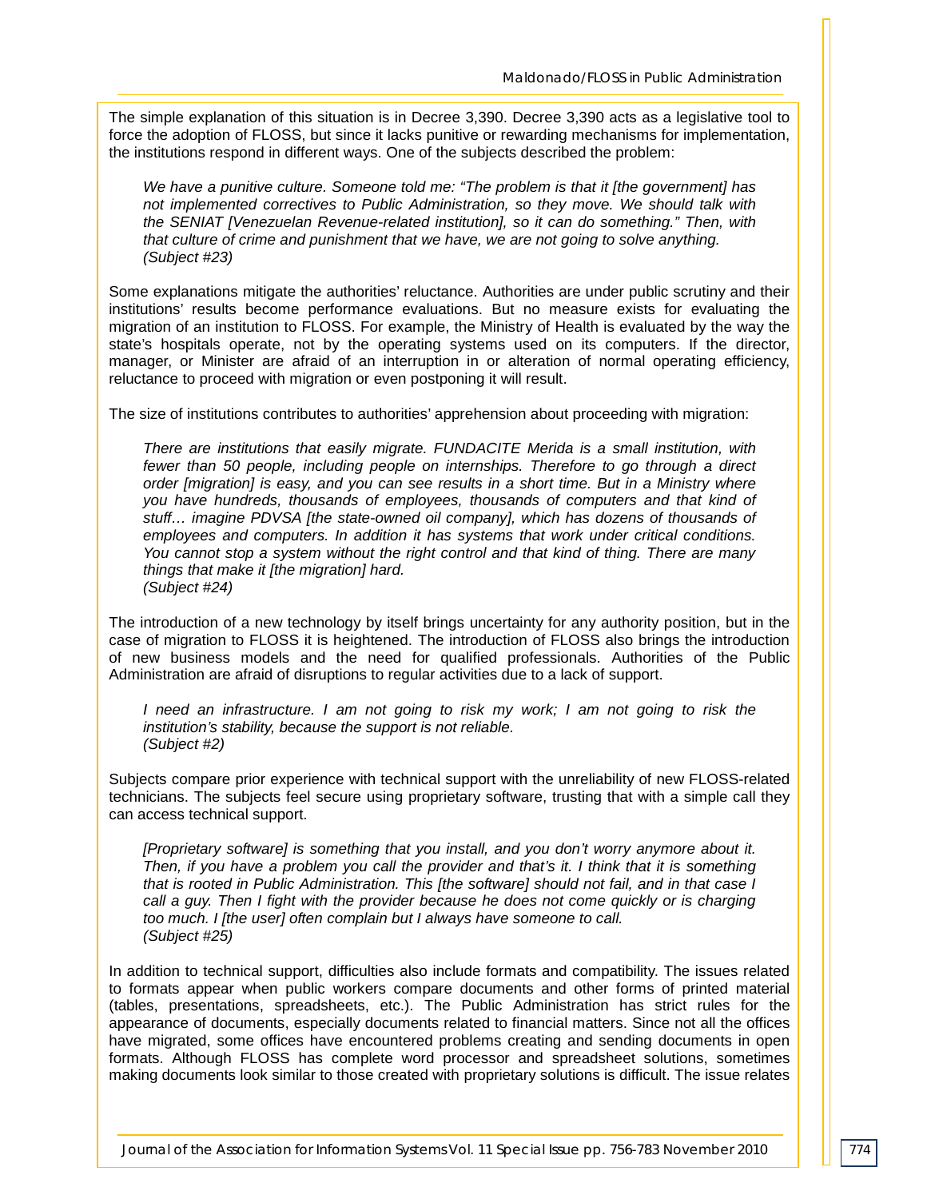The simple explanation of this situation is in Decree 3,390. Decree 3,390 acts as a legislative tool to force the adoption of FLOSS, but since it lacks punitive or rewarding mechanisms for implementation, the institutions respond in different ways. One of the subjects described the problem:

> *We have a punitive culture. Someone told me: "The problem is that it [the government] has not implemented correctives to Public Administration, so they move. We should talk with the SENIAT [Venezuelan Revenue-related institution], so it can do something." Then, with that culture of crime and punishment that we have, we are not going to solve anything.*
> *(Subject #23)*

Some explanations mitigate the authorities' reluctance. Authorities are under public scrutiny and their institutions' results become performance evaluations. But no measure exists for evaluating the migration of an institution to FLOSS. For example, the Ministry of Health is evaluated by the way the state's hospitals operate, not by the operating systems used on its computers. If the director, manager, or Minister are afraid of an interruption in or alteration of normal operating efficiency, reluctance to proceed with migration or even postponing it will result.

The size of institutions contributes to authorities' apprehension about proceeding with migration:

> *There are institutions that easily migrate. FUNDACITE Merida is a small institution, with fewer than 50 people, including people on internships. Therefore to go through a direct order [migration] is easy, and you can see results in a short time. But in a Ministry where you have hundreds, thousands of employees, thousands of computers and that kind of stuff… imagine PDVSA [the state-owned oil company], which has dozens of thousands of employees and computers. In addition it has systems that work under critical conditions. You cannot stop a system without the right control and that kind of thing. There are many things that make it [the migration] hard.*
> *(Subject #24)*

The introduction of a new technology by itself brings uncertainty for any authority position, but in the case of migration to FLOSS it is heightened. The introduction of FLOSS also brings the introduction of new business models and the need for qualified professionals. Authorities of the Public Administration are afraid of disruptions to regular activities due to a lack of support.

> *I need an infrastructure. I am not going to risk my work; I am not going to risk the institution's stability, because the support is not reliable.*
> *(Subject #2)*

Subjects compare prior experience with technical support with the unreliability of new FLOSS-related technicians. The subjects feel secure using proprietary software, trusting that with a simple call they can access technical support.

> *[Proprietary software] is something that you install, and you don't worry anymore about it. Then, if you have a problem you call the provider and that's it. I think that it is something that is rooted in Public Administration. This [the software] should not fail, and in that case I call a guy. Then I fight with the provider because he does not come quickly or is charging too much. I [the user] often complain but I always have someone to call.*
> *(Subject #25)*

In addition to technical support, difficulties also include formats and compatibility. The issues related to formats appear when public workers compare documents and other forms of printed material (tables, presentations, spreadsheets, etc.). The Public Administration has strict rules for the appearance of documents, especially documents related to financial matters. Since not all the offices have migrated, some offices have encountered problems creating and sending documents in open formats. Although FLOSS has complete word processor and spreadsheet solutions, sometimes making documents look similar to those created with proprietary solutions is difficult. The issue relates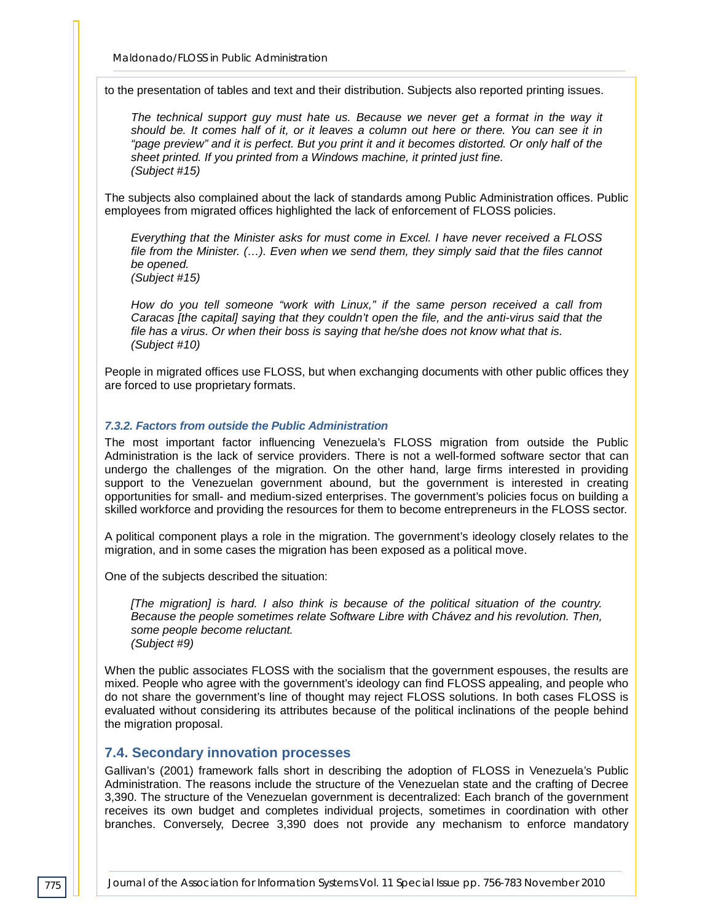to the presentation of tables and text and their distribution. Subjects also reported printing issues.

> *The technical support guy must hate us. Because we never get a format in the way it should be. It comes half of it, or it leaves a column out here or there. You can see it in "page preview" and it is perfect. But you print it and it becomes distorted. Or only half of the sheet printed. If you printed from a Windows machine, it printed just fine.*
> *(Subject #15)*

The subjects also complained about the lack of standards among Public Administration offices. Public employees from migrated offices highlighted the lack of enforcement of FLOSS policies.

> *Everything that the Minister asks for must come in Excel. I have never received a FLOSS file from the Minister. (…). Even when we send them, they simply said that the files cannot be opened.*
> *(Subject #15)*

> *How do you tell someone "work with Linux," if the same person received a call from Caracas [the capital] saying that they couldn't open the file, and the anti-virus said that the file has a virus. Or when their boss is saying that he/she does not know what that is.*
> *(Subject #10)*

People in migrated offices use FLOSS, but when exchanging documents with other public offices they are forced to use proprietary formats.

#### *7.3.2. Factors from outside the Public Administration*

The most important factor influencing Venezuela's FLOSS migration from outside the Public Administration is the lack of service providers. There is not a well-formed software sector that can undergo the challenges of the migration. On the other hand, large firms interested in providing support to the Venezuelan government abound, but the government is interested in creating opportunities for small- and medium-sized enterprises. The government's policies focus on building a skilled workforce and providing the resources for them to become entrepreneurs in the FLOSS sector.

A political component plays a role in the migration. The government's ideology closely relates to the migration, and in some cases the migration has been exposed as a political move.

One of the subjects described the situation:

> *[The migration] is hard. I also think is because of the political situation of the country. Because the people sometimes relate Software Libre with Chávez and his revolution. Then, some people become reluctant.*
> *(Subject #9)*

When the public associates FLOSS with the socialism that the government espouses, the results are mixed. People who agree with the government's ideology can find FLOSS appealing, and people who do not share the government's line of thought may reject FLOSS solutions. In both cases FLOSS is evaluated without considering its attributes because of the political inclinations of the people behind the migration proposal.

### 7.4. Secondary innovation processes

Gallivan's (2001) framework falls short in describing the adoption of FLOSS in Venezuela's Public Administration. The reasons include the structure of the Venezuelan state and the crafting of Decree 3,390. The structure of the Venezuelan government is decentralized: Each branch of the government receives its own budget and completes individual projects, sometimes in coordination with other branches. Conversely, Decree 3,390 does not provide any mechanism to enforce mandatory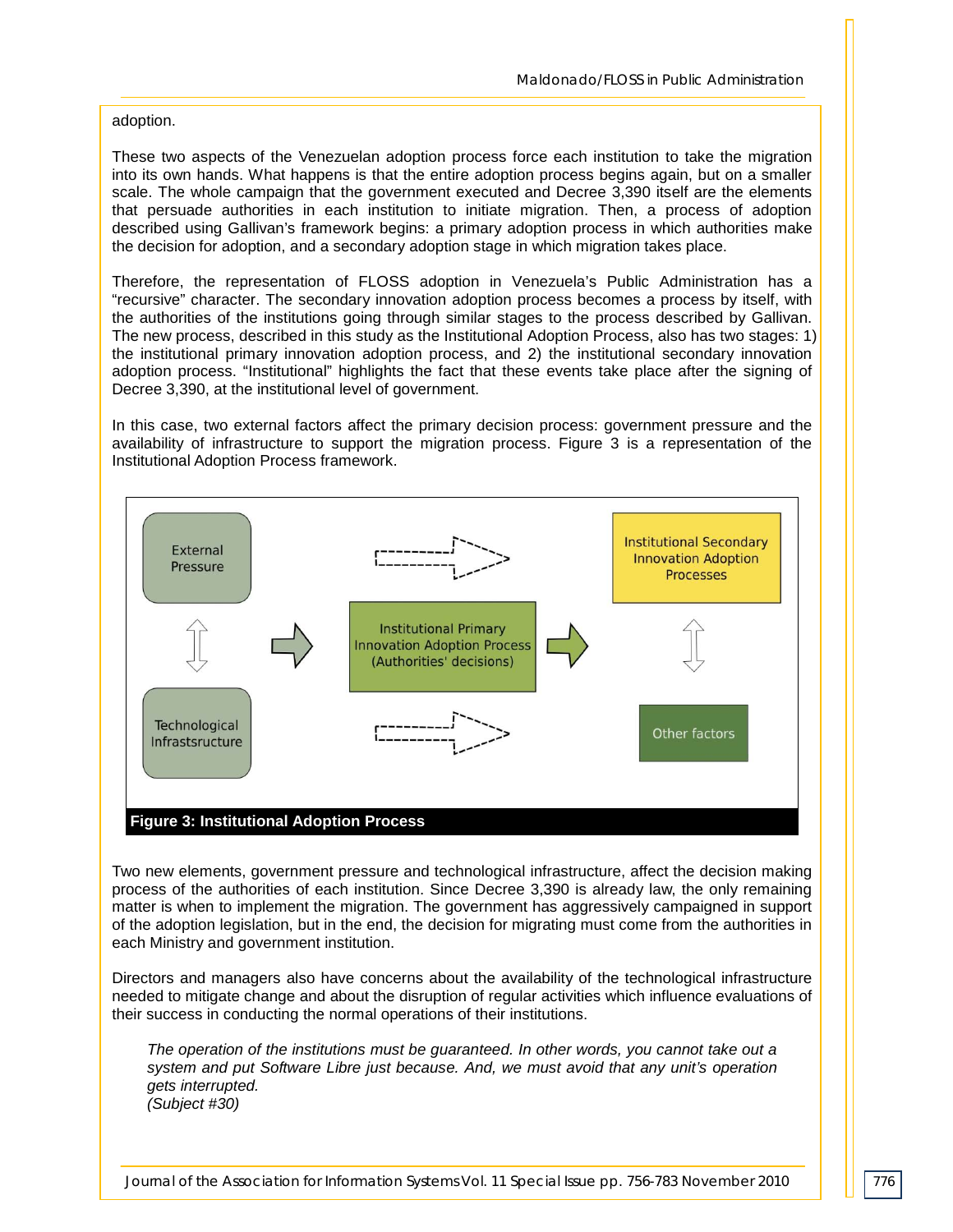adoption.

These two aspects of the Venezuelan adoption process force each institution to take the migration into its own hands. What happens is that the entire adoption process begins again, but on a smaller scale. The whole campaign that the government executed and Decree 3,390 itself are the elements that persuade authorities in each institution to initiate migration. Then, a process of adoption described using Gallivan's framework begins: a primary adoption process in which authorities make the decision for adoption, and a secondary adoption stage in which migration takes place.

Therefore, the representation of FLOSS adoption in Venezuela's Public Administration has a "recursive" character. The secondary innovation adoption process becomes a process by itself, with the authorities of the institutions going through similar stages to the process described by Gallivan. The new process, described in this study as the Institutional Adoption Process, also has two stages: 1) the institutional primary innovation adoption process, and 2) the institutional secondary innovation adoption process. "Institutional" highlights the fact that these events take place after the signing of Decree 3,390, at the institutional level of government.

In this case, two external factors affect the primary decision process: government pressure and the availability of infrastructure to support the migration process. Figure 3 is a representation of the Institutional Adoption Process framework.

External Pressure

Technological Infrastsructure

Institutional Primary Innovation Adoption Process (Authorities' decisions)

Institutional Secondary Innovation Adoption Processes

Other factors

**Figure 3: Institutional Adoption Process**

Two new elements, government pressure and technological infrastructure, affect the decision making process of the authorities of each institution. Since Decree 3,390 is already law, the only remaining matter is when to implement the migration. The government has aggressively campaigned in support of the adoption legislation, but in the end, the decision for migrating must come from the authorities in each Ministry and government institution.

Directors and managers also have concerns about the availability of the technological infrastructure needed to mitigate change and about the disruption of regular activities which influence evaluations of their success in conducting the normal operations of their institutions.

> *The operation of the institutions must be guaranteed. In other words, you cannot take out a system and put Software Libre just because. And, we must avoid that any unit's operation gets interrupted.*
> *(Subject #30)*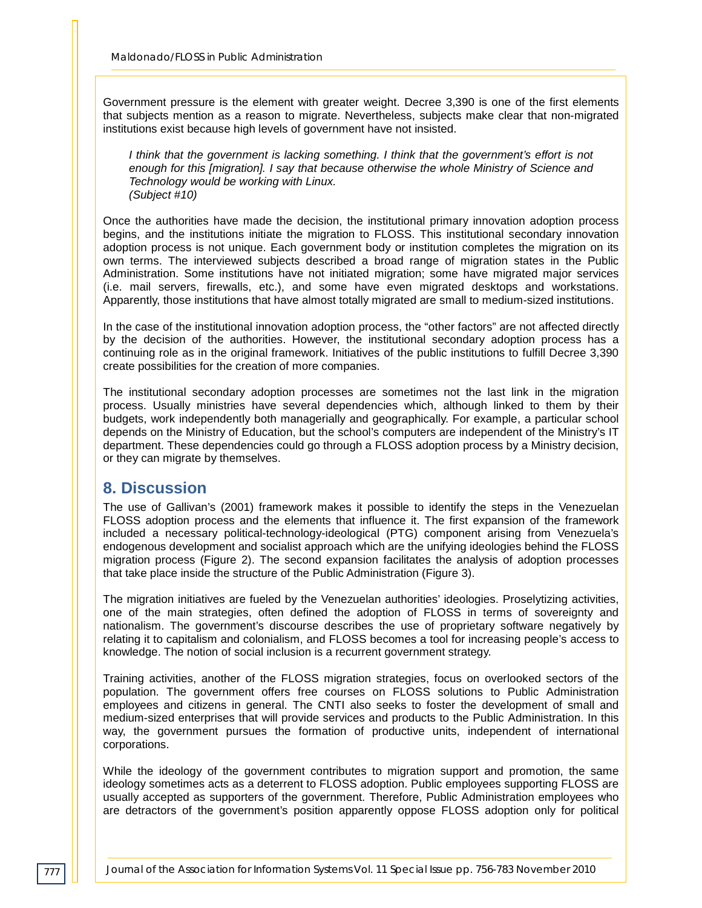Government pressure is the element with greater weight. Decree 3,390 is one of the first elements that subjects mention as a reason to migrate. Nevertheless, subjects make clear that non-migrated institutions exist because high levels of government have not insisted.

> *I think that the government is lacking something. I think that the government's effort is not enough for this [migration]. I say that because otherwise the whole Ministry of Science and Technology would be working with Linux.*
> *(Subject #10)*

Once the authorities have made the decision, the institutional primary innovation adoption process begins, and the institutions initiate the migration to FLOSS. This institutional secondary innovation adoption process is not unique. Each government body or institution completes the migration on its own terms. The interviewed subjects described a broad range of migration states in the Public Administration. Some institutions have not initiated migration; some have migrated major services (i.e. mail servers, firewalls, etc.), and some have even migrated desktops and workstations. Apparently, those institutions that have almost totally migrated are small to medium-sized institutions.

In the case of the institutional innovation adoption process, the "other factors" are not affected directly by the decision of the authorities. However, the institutional secondary adoption process has a continuing role as in the original framework. Initiatives of the public institutions to fulfill Decree 3,390 create possibilities for the creation of more companies.

The institutional secondary adoption processes are sometimes not the last link in the migration process. Usually ministries have several dependencies which, although linked to them by their budgets, work independently both managerially and geographically. For example, a particular school depends on the Ministry of Education, but the school's computers are independent of the Ministry's IT department. These dependencies could go through a FLOSS adoption process by a Ministry decision, or they can migrate by themselves.

## 8. Discussion

The use of Gallivan's (2001) framework makes it possible to identify the steps in the Venezuelan FLOSS adoption process and the elements that influence it. The first expansion of the framework included a necessary political-technology-ideological (PTG) component arising from Venezuela's endogenous development and socialist approach which are the unifying ideologies behind the FLOSS migration process (Figure 2). The second expansion facilitates the analysis of adoption processes that take place inside the structure of the Public Administration (Figure 3).

The migration initiatives are fueled by the Venezuelan authorities' ideologies. Proselytizing activities, one of the main strategies, often defined the adoption of FLOSS in terms of sovereignty and nationalism. The government's discourse describes the use of proprietary software negatively by relating it to capitalism and colonialism, and FLOSS becomes a tool for increasing people's access to knowledge. The notion of social inclusion is a recurrent government strategy.

Training activities, another of the FLOSS migration strategies, focus on overlooked sectors of the population. The government offers free courses on FLOSS solutions to Public Administration employees and citizens in general. The CNTI also seeks to foster the development of small and medium-sized enterprises that will provide services and products to the Public Administration. In this way, the government pursues the formation of productive units, independent of international corporations.

While the ideology of the government contributes to migration support and promotion, the same ideology sometimes acts as a deterrent to FLOSS adoption. Public employees supporting FLOSS are usually accepted as supporters of the government. Therefore, Public Administration employees who are detractors of the government's position apparently oppose FLOSS adoption only for political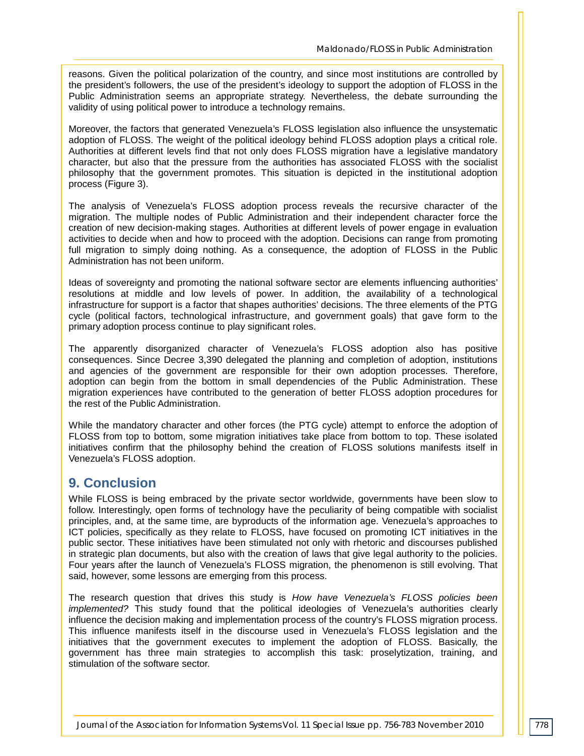reasons. Given the political polarization of the country, and since most institutions are controlled by the president's followers, the use of the president's ideology to support the adoption of FLOSS in the Public Administration seems an appropriate strategy. Nevertheless, the debate surrounding the validity of using political power to introduce a technology remains.

Moreover, the factors that generated Venezuela's FLOSS legislation also influence the unsystematic adoption of FLOSS. The weight of the political ideology behind FLOSS adoption plays a critical role. Authorities at different levels find that not only does FLOSS migration have a legislative mandatory character, but also that the pressure from the authorities has associated FLOSS with the socialist philosophy that the government promotes. This situation is depicted in the institutional adoption process (Figure 3).

The analysis of Venezuela's FLOSS adoption process reveals the recursive character of the migration. The multiple nodes of Public Administration and their independent character force the creation of new decision-making stages. Authorities at different levels of power engage in evaluation activities to decide when and how to proceed with the adoption. Decisions can range from promoting full migration to simply doing nothing. As a consequence, the adoption of FLOSS in the Public Administration has not been uniform.

Ideas of sovereignty and promoting the national software sector are elements influencing authorities' resolutions at middle and low levels of power. In addition, the availability of a technological infrastructure for support is a factor that shapes authorities' decisions. The three elements of the PTG cycle (political factors, technological infrastructure, and government goals) that gave form to the primary adoption process continue to play significant roles.

The apparently disorganized character of Venezuela's FLOSS adoption also has positive consequences. Since Decree 3,390 delegated the planning and completion of adoption, institutions and agencies of the government are responsible for their own adoption processes. Therefore, adoption can begin from the bottom in small dependencies of the Public Administration. These migration experiences have contributed to the generation of better FLOSS adoption procedures for the rest of the Public Administration.

While the mandatory character and other forces (the PTG cycle) attempt to enforce the adoption of FLOSS from top to bottom, some migration initiatives take place from bottom to top. These isolated initiatives confirm that the philosophy behind the creation of FLOSS solutions manifests itself in Venezuela's FLOSS adoption.

## 9. Conclusion

While FLOSS is being embraced by the private sector worldwide, governments have been slow to follow. Interestingly, open forms of technology have the peculiarity of being compatible with socialist principles, and, at the same time, are byproducts of the information age. Venezuela's approaches to ICT policies, specifically as they relate to FLOSS, have focused on promoting ICT initiatives in the public sector. These initiatives have been stimulated not only with rhetoric and discourses published in strategic plan documents, but also with the creation of laws that give legal authority to the policies. Four years after the launch of Venezuela's FLOSS migration, the phenomenon is still evolving. That said, however, some lessons are emerging from this process.

The research question that drives this study is *How have Venezuela's FLOSS policies been implemented?* This study found that the political ideologies of Venezuela's authorities clearly influence the decision making and implementation process of the country's FLOSS migration process. This influence manifests itself in the discourse used in Venezuela's FLOSS legislation and the initiatives that the government executes to implement the adoption of FLOSS. Basically, the government has three main strategies to accomplish this task: proselytization, training, and stimulation of the software sector.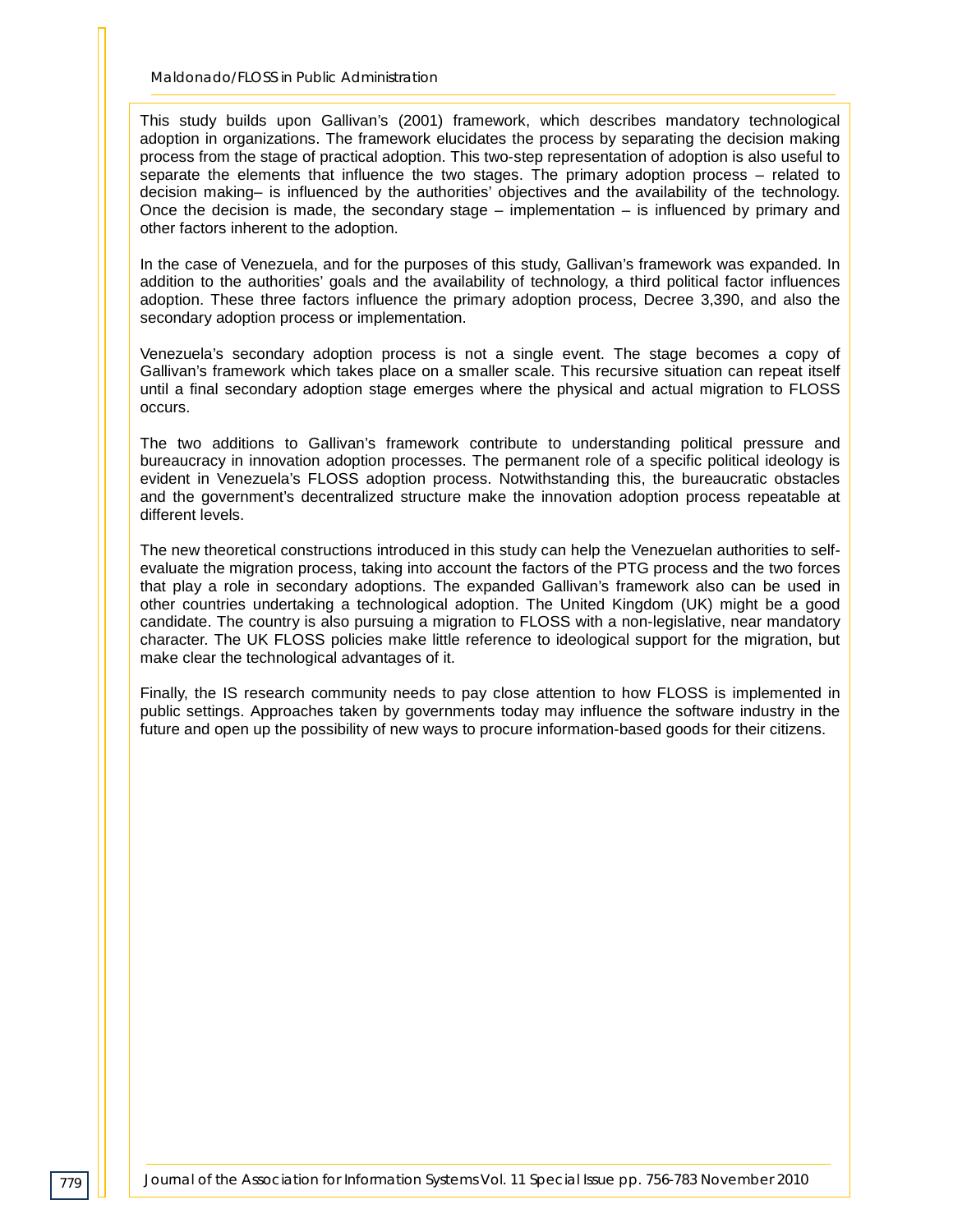This study builds upon Gallivan's (2001) framework, which describes mandatory technological adoption in organizations. The framework elucidates the process by separating the decision making process from the stage of practical adoption. This two-step representation of adoption is also useful to separate the elements that influence the two stages. The primary adoption process – related to decision making– is influenced by the authorities' objectives and the availability of the technology. Once the decision is made, the secondary stage – implementation – is influenced by primary and other factors inherent to the adoption.

In the case of Venezuela, and for the purposes of this study, Gallivan's framework was expanded. In addition to the authorities' goals and the availability of technology, a third political factor influences adoption. These three factors influence the primary adoption process, Decree 3,390, and also the secondary adoption process or implementation.

Venezuela's secondary adoption process is not a single event. The stage becomes a copy of Gallivan's framework which takes place on a smaller scale. This recursive situation can repeat itself until a final secondary adoption stage emerges where the physical and actual migration to FLOSS occurs.

The two additions to Gallivan's framework contribute to understanding political pressure and bureaucracy in innovation adoption processes. The permanent role of a specific political ideology is evident in Venezuela's FLOSS adoption process. Notwithstanding this, the bureaucratic obstacles and the government's decentralized structure make the innovation adoption process repeatable at different levels.

The new theoretical constructions introduced in this study can help the Venezuelan authorities to self-evaluate the migration process, taking into account the factors of the PTG process and the two forces that play a role in secondary adoptions. The expanded Gallivan's framework also can be used in other countries undertaking a technological adoption. The United Kingdom (UK) might be a good candidate. The country is also pursuing a migration to FLOSS with a non-legislative, near mandatory character. The UK FLOSS policies make little reference to ideological support for the migration, but make clear the technological advantages of it.

Finally, the IS research community needs to pay close attention to how FLOSS is implemented in public settings. Approaches taken by governments today may influence the software industry in the future and open up the possibility of new ways to procure information-based goods for their citizens.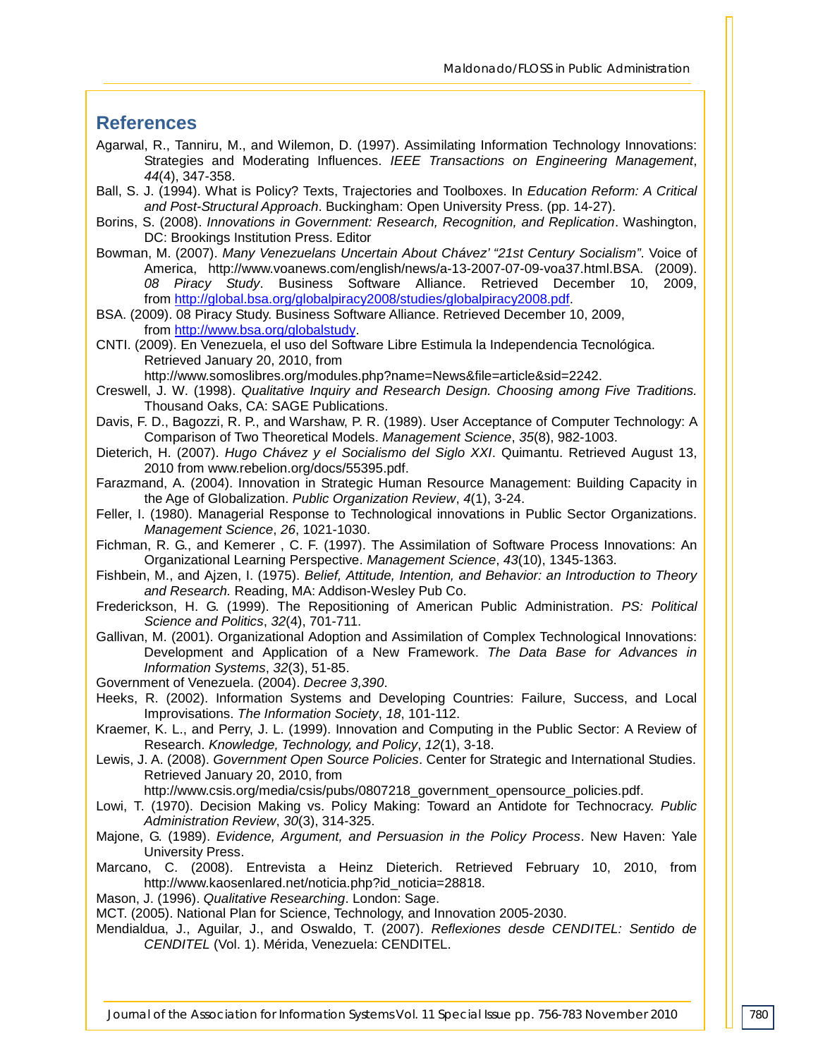## References

Agarwal, R., Tanniru, M., and Wilemon, D. (1997). Assimilating Information Technology Innovations: Strategies and Moderating Influences. *IEEE Transactions on Engineering Management*, *44*(4), 347-358.

Ball, S. J. (1994). What is Policy? Texts, Trajectories and Toolboxes. In *Education Reform: A Critical and Post-Structural Approach*. Buckingham: Open University Press. (pp. 14-27).

Borins, S. (2008). *Innovations in Government: Research, Recognition, and Replication*. Washington, DC: Brookings Institution Press. Editor

Bowman, M. (2007). *Many Venezuelans Uncertain About Chávez' "21st Century Socialism"*. Voice of America, http://www.voanews.com/english/news/a-13-2007-07-09-voa37.html.BSA. (2009). *08 Piracy Study*. Business Software Alliance. Retrieved December 10, 2009, from http://global.bsa.org/globalpiracy2008/studies/globalpiracy2008.pdf.

BSA. (2009). 08 Piracy Study. Business Software Alliance. Retrieved December 10, 2009, from http://www.bsa.org/globalstudy.

CNTI. (2009). En Venezuela, el uso del Software Libre Estimula la Independencia Tecnológica. Retrieved January 20, 2010, from http://www.somoslibres.org/modules.php?name=News&file=article&sid=2242.

Creswell, J. W. (1998). *Qualitative Inquiry and Research Design. Choosing among Five Traditions*. Thousand Oaks, CA: SAGE Publications.

Davis, F. D., Bagozzi, R. P., and Warshaw, P. R. (1989). User Acceptance of Computer Technology: A Comparison of Two Theoretical Models. *Management Science*, *35*(8), 982-1003.

Dieterich, H. (2007). *Hugo Chávez y el Socialismo del Siglo XXI*. Quimantu. Retrieved August 13, 2010 from www.rebelion.org/docs/55395.pdf.

Farazmand, A. (2004). Innovation in Strategic Human Resource Management: Building Capacity in the Age of Globalization. *Public Organization Review*, *4*(1), 3-24.

Feller, I. (1980). Managerial Response to Technological innovations in Public Sector Organizations. *Management Science*, *26*, 1021-1030.

Fichman, R. G., and Kemerer , C. F. (1997). The Assimilation of Software Process Innovations: An Organizational Learning Perspective. *Management Science*, *43*(10), 1345-1363.

Fishbein, M., and Ajzen, I. (1975). *Belief, Attitude, Intention, and Behavior: an Introduction to Theory and Research.* Reading, MA: Addison-Wesley Pub Co.

Frederickson, H. G. (1999). The Repositioning of American Public Administration. *PS: Political Science and Politics*, *32*(4), 701-711.

Gallivan, M. (2001). Organizational Adoption and Assimilation of Complex Technological Innovations: Development and Application of a New Framework. *The Data Base for Advances in Information Systems*, *32*(3), 51-85.

Government of Venezuela. (2004). *Decree 3,390*.

Heeks, R. (2002). Information Systems and Developing Countries: Failure, Success, and Local Improvisations. *The Information Society*, *18*, 101-112.

Kraemer, K. L., and Perry, J. L. (1999). Innovation and Computing in the Public Sector: A Review of Research. *Knowledge, Technology, and Policy*, *12*(1), 3-18.

Lewis, J. A. (2008). *Government Open Source Policies*. Center for Strategic and International Studies. Retrieved January 20, 2010, from http://www.csis.org/media/csis/pubs/0807218_government_opensource_policies.pdf.

Lowi, T. (1970). Decision Making vs. Policy Making: Toward an Antidote for Technocracy. *Public Administration Review*, *30*(3), 314-325.

Majone, G. (1989). *Evidence, Argument, and Persuasion in the Policy Process*. New Haven: Yale University Press.

Marcano, C. (2008). Entrevista a Heinz Dieterich. Retrieved February 10, 2010, from http://www.kaosenlared.net/noticia.php?id_noticia=28818.

Mason, J. (1996). *Qualitative Researching*. London: Sage.

MCT. (2005). National Plan for Science, Technology, and Innovation 2005-2030.

Mendialdua, J., Aguilar, J., and Oswaldo, T. (2007). *Reflexiones desde CENDITEL: Sentido de CENDITEL* (Vol. 1). Mérida, Venezuela: CENDITEL.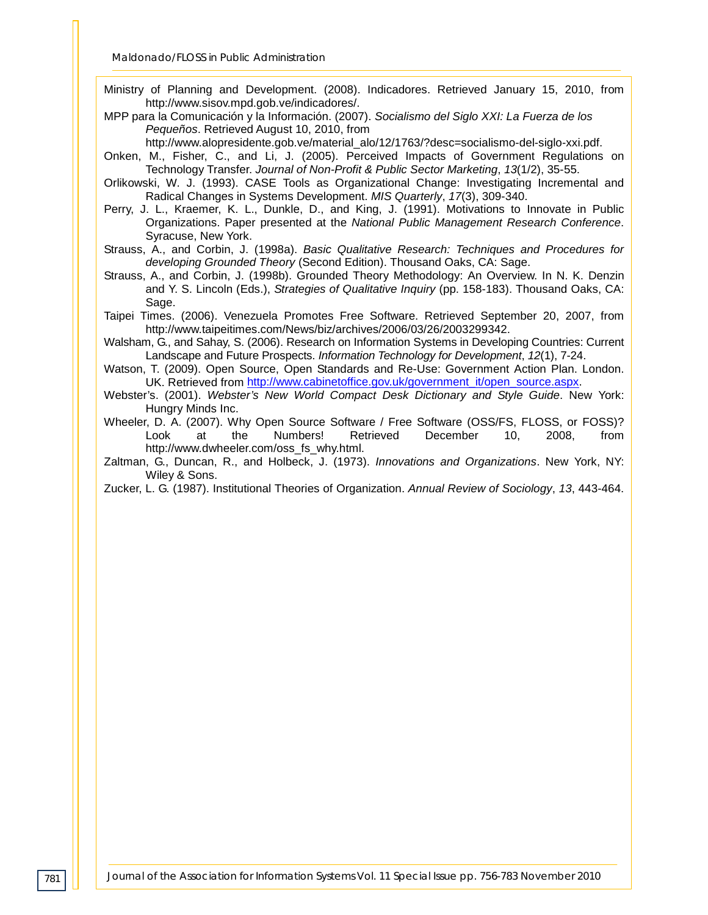Ministry of Planning and Development. (2008). Indicadores. Retrieved January 15, 2010, from http://www.sisov.mpd.gob.ve/indicadores/.

MPP para la Comunicación y la Información. (2007). *Socialismo del Siglo XXI: La Fuerza de los Pequeños*. Retrieved August 10, 2010, from http://www.alopresidente.gob.ve/material_alo/12/1763/?desc=socialismo-del-siglo-xxi.pdf.

Onken, M., Fisher, C., and Li, J. (2005). Perceived Impacts of Government Regulations on Technology Transfer. *Journal of Non-Profit & Public Sector Marketing*, *13*(1/2), 35-55.

Orlikowski, W. J. (1993). CASE Tools as Organizational Change: Investigating Incremental and Radical Changes in Systems Development. *MIS Quarterly*, *17*(3), 309-340.

Perry, J. L., Kraemer, K. L., Dunkle, D., and King, J. (1991). Motivations to Innovate in Public Organizations. Paper presented at the *National Public Management Research Conference*. Syracuse, New York.

Strauss, A., and Corbin, J. (1998a). *Basic Qualitative Research: Techniques and Procedures for developing Grounded Theory* (Second Edition). Thousand Oaks, CA: Sage.

Strauss, A., and Corbin, J. (1998b). Grounded Theory Methodology: An Overview. In N. K. Denzin and Y. S. Lincoln (Eds.), *Strategies of Qualitative Inquiry* (pp. 158-183). Thousand Oaks, CA: Sage.

Taipei Times. (2006). Venezuela Promotes Free Software. Retrieved September 20, 2007, from http://www.taipeitimes.com/News/biz/archives/2006/03/26/2003299342.

Walsham, G., and Sahay, S. (2006). Research on Information Systems in Developing Countries: Current Landscape and Future Prospects. *Information Technology for Development*, *12*(1), 7-24.

Watson, T. (2009). Open Source, Open Standards and Re-Use: Government Action Plan. London. UK. Retrieved from http://www.cabinetoffice.gov.uk/government_it/open_source.aspx.

Webster's. (2001). *Webster's New World Compact Desk Dictionary and Style Guide*. New York: Hungry Minds Inc.

Wheeler, D. A. (2007). Why Open Source Software / Free Software (OSS/FS, FLOSS, or FOSS)? Look at the Numbers! Retrieved December 10, 2008, from http://www.dwheeler.com/oss_fs_why.html.

Zaltman, G., Duncan, R., and Holbeck, J. (1973). *Innovations and Organizations*. New York, NY: Wiley & Sons.

Zucker, L. G. (1987). Institutional Theories of Organization. *Annual Review of Sociology*, *13*, 443-464.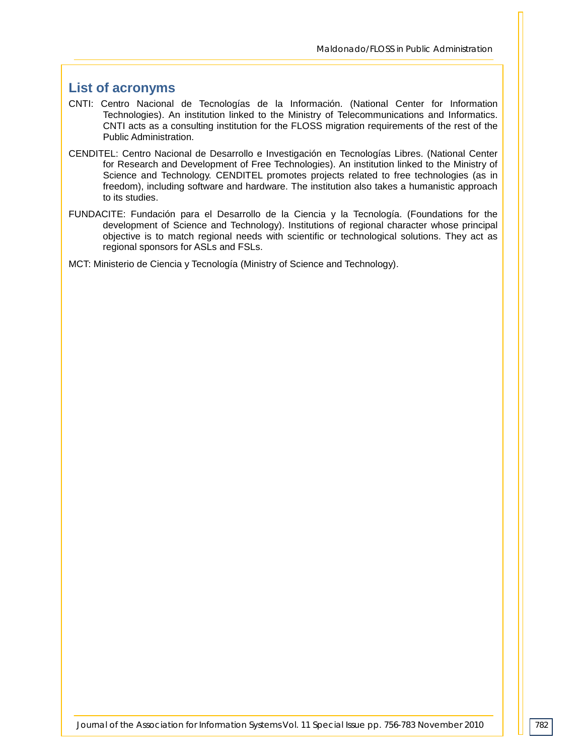## List of acronyms

CNTI: Centro Nacional de Tecnologías de la Información. (National Center for Information Technologies). An institution linked to the Ministry of Telecommunications and Informatics. CNTI acts as a consulting institution for the FLOSS migration requirements of the rest of the Public Administration.

CENDITEL: Centro Nacional de Desarrollo e Investigación en Tecnologías Libres. (National Center for Research and Development of Free Technologies). An institution linked to the Ministry of Science and Technology. CENDITEL promotes projects related to free technologies (as in freedom), including software and hardware. The institution also takes a humanistic approach to its studies.

FUNDACITE: Fundación para el Desarrollo de la Ciencia y la Tecnología. (Foundations for the development of Science and Technology). Institutions of regional character whose principal objective is to match regional needs with scientific or technological solutions. They act as regional sponsors for ASLs and FSLs.

MCT: Ministerio de Ciencia y Tecnología (Ministry of Science and Technology).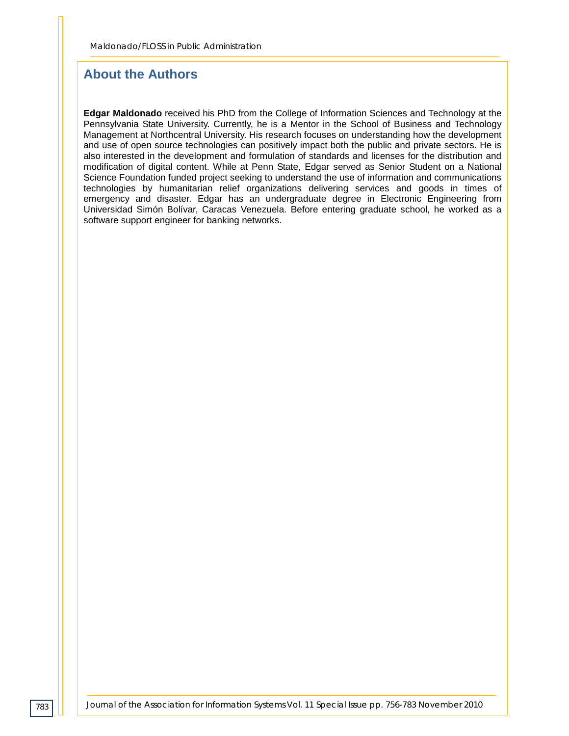## About the Authors

**Edgar Maldonado** received his PhD from the College of Information Sciences and Technology at the Pennsylvania State University. Currently, he is a Mentor in the School of Business and Technology Management at Northcentral University. His research focuses on understanding how the development and use of open source technologies can positively impact both the public and private sectors. He is also interested in the development and formulation of standards and licenses for the distribution and modification of digital content. While at Penn State, Edgar served as Senior Student on a National Science Foundation funded project seeking to understand the use of information and communications technologies by humanitarian relief organizations delivering services and goods in times of emergency and disaster. Edgar has an undergraduate degree in Electronic Engineering from Universidad Simón Bolívar, Caracas Venezuela. Before entering graduate school, he worked as a software support engineer for banking networks.